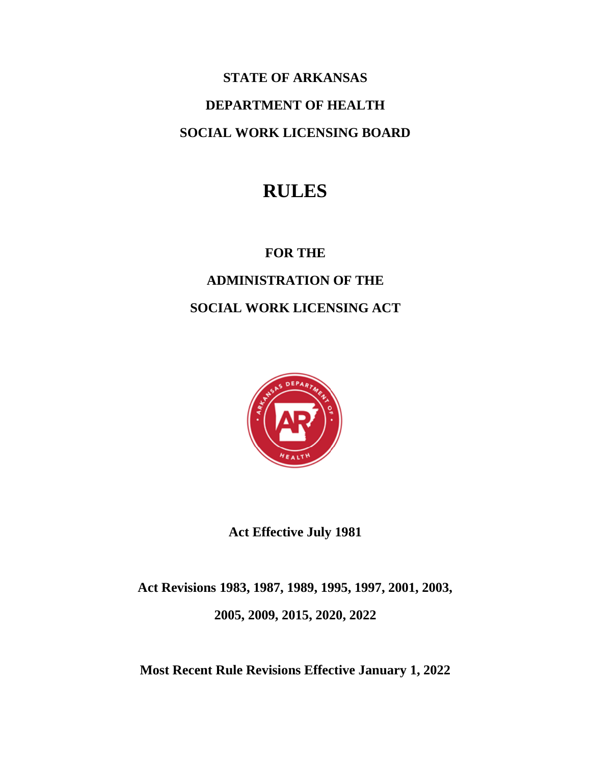**STATE OF ARKANSAS**

**DEPARTMENT OF HEALTH**

**SOCIAL WORK LICENSING BOARD**

# RULES

**FOR THE**

**ADMINISTRATION OF THE**

**SOCIAL WORK LICENSING ACT**

**Act Effective July 1981**

**Act Revisions 1983, 1987, 1989, 1995, 1997, 2001, 2003, 2005, 2009, 2015, 2020, 2022**

**Most Recent Rule Revisions Effective January 1, 2022**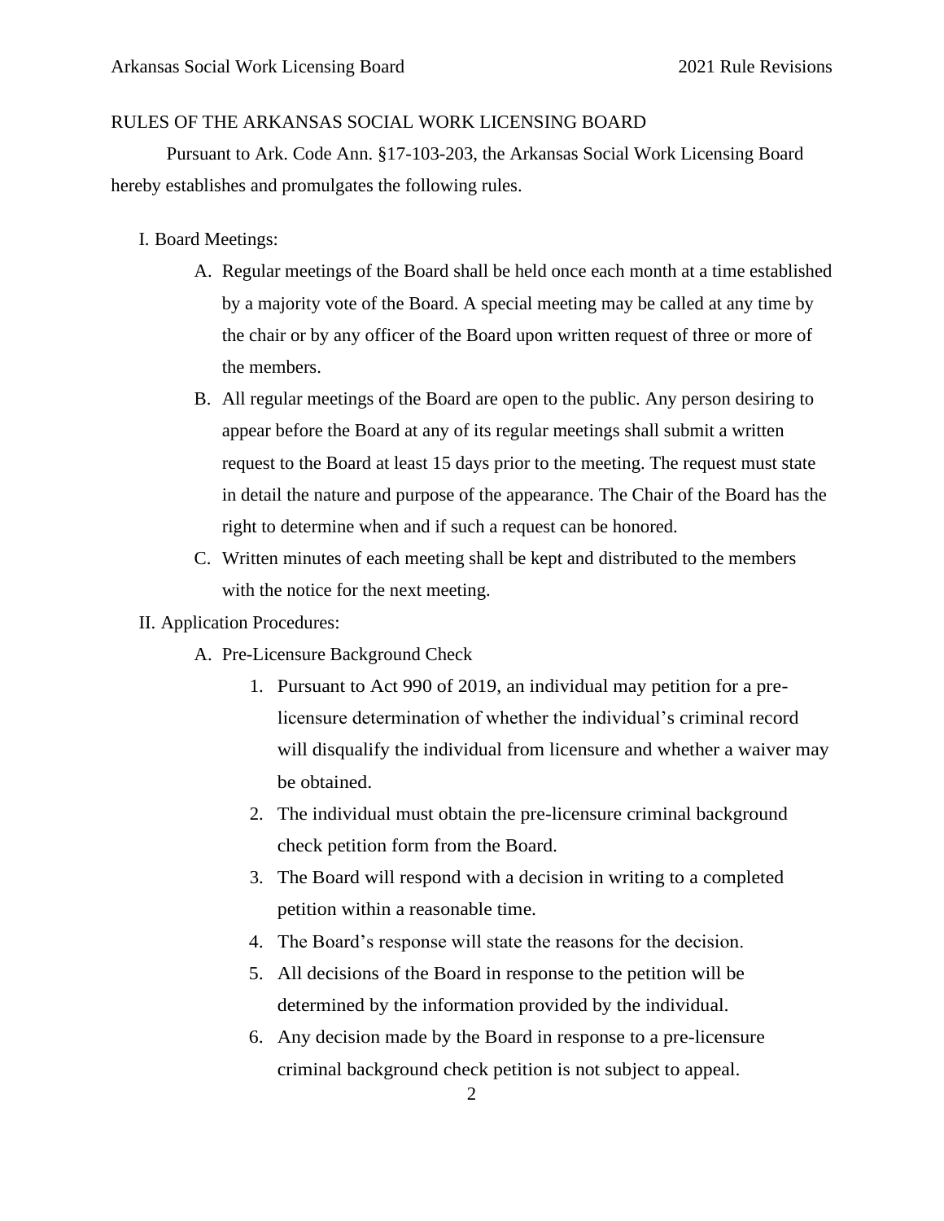# RULES OF THE ARKANSAS SOCIAL WORK LICENSING BOARD

Pursuant to Ark. Code Ann. §17-103-203, the Arkansas Social Work Licensing Board hereby establishes and promulgates the following rules.

## I. Board Meetings:

A. Regular meetings of the Board shall be held once each month at a time established by a majority vote of the Board. A special meeting may be called at any time by the chair or by any officer of the Board upon written request of three or more of the members.

B. All regular meetings of the Board are open to the public. Any person desiring to appear before the Board at any of its regular meetings shall submit a written request to the Board at least 15 days prior to the meeting. The request must state in detail the nature and purpose of the appearance. The Chair of the Board has the right to determine when and if such a request can be honored.

C. Written minutes of each meeting shall be kept and distributed to the members with the notice for the next meeting.

## II. Application Procedures:

A. Pre-Licensure Background Check

1. Pursuant to Act 990 of 2019, an individual may petition for a pre-licensure determination of whether the individual's criminal record will disqualify the individual from licensure and whether a waiver may be obtained.
2. The individual must obtain the pre-licensure criminal background check petition form from the Board.
3. The Board will respond with a decision in writing to a completed petition within a reasonable time.
4. The Board's response will state the reasons for the decision.
5. All decisions of the Board in response to the petition will be determined by the information provided by the individual.
6. Any decision made by the Board in response to a pre-licensure criminal background check petition is not subject to appeal.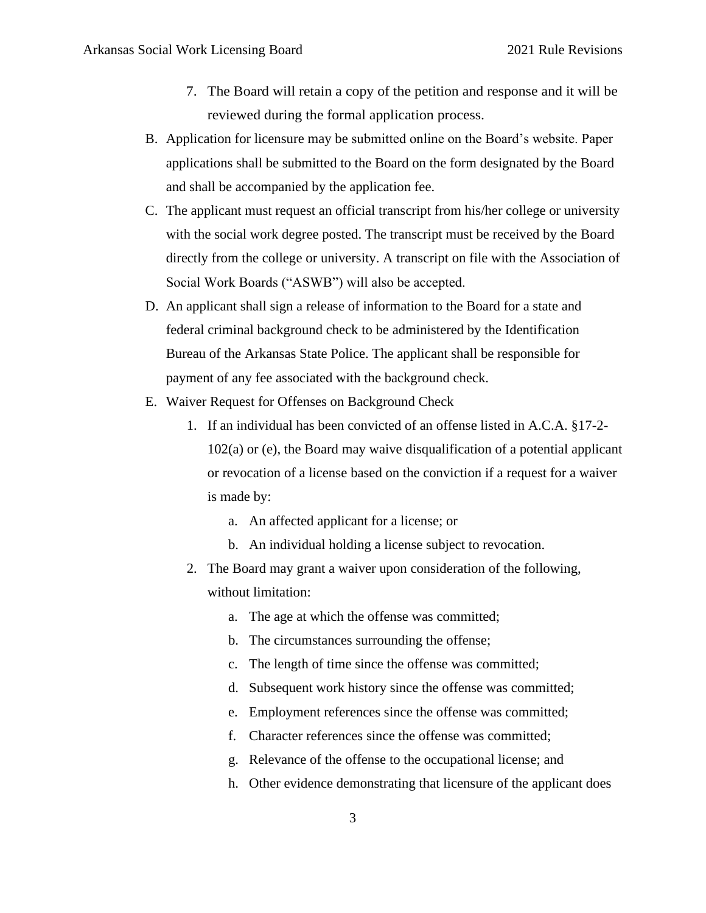7. The Board will retain a copy of the petition and response and it will be reviewed during the formal application process.

B. Application for licensure may be submitted online on the Board's website. Paper applications shall be submitted to the Board on the form designated by the Board and shall be accompanied by the application fee.

C. The applicant must request an official transcript from his/her college or university with the social work degree posted. The transcript must be received by the Board directly from the college or university. A transcript on file with the Association of Social Work Boards ("ASWB") will also be accepted.

D. An applicant shall sign a release of information to the Board for a state and federal criminal background check to be administered by the Identification Bureau of the Arkansas State Police. The applicant shall be responsible for payment of any fee associated with the background check.

E. Waiver Request for Offenses on Background Check

   1. If an individual has been convicted of an offense listed in A.C.A. §17-2-102(a) or (e), the Board may waive disqualification of a potential applicant or revocation of a license based on the conviction if a request for a waiver is made by:

      a. An affected applicant for a license; or

      b. An individual holding a license subject to revocation.

   2. The Board may grant a waiver upon consideration of the following, without limitation:

      a. The age at which the offense was committed;

      b. The circumstances surrounding the offense;

      c. The length of time since the offense was committed;

      d. Subsequent work history since the offense was committed;

      e. Employment references since the offense was committed;

      f. Character references since the offense was committed;

      g. Relevance of the offense to the occupational license; and

      h. Other evidence demonstrating that licensure of the applicant does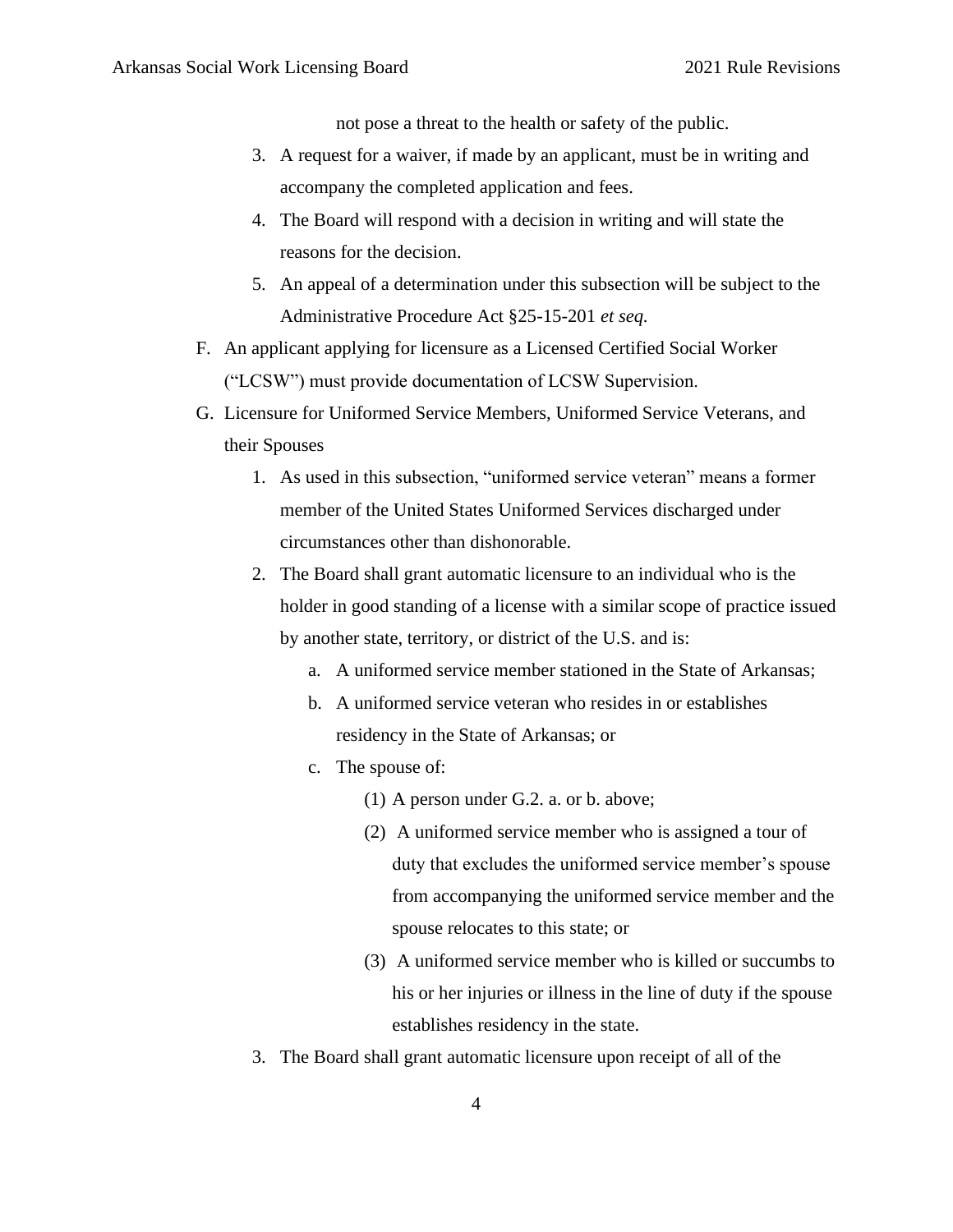not pose a threat to the health or safety of the public.

3. A request for a waiver, if made by an applicant, must be in writing and accompany the completed application and fees.
4. The Board will respond with a decision in writing and will state the reasons for the decision.
5. An appeal of a determination under this subsection will be subject to the Administrative Procedure Act §25-15-201 *et seq.*

F. An applicant applying for licensure as a Licensed Certified Social Worker ("LCSW") must provide documentation of LCSW Supervision.

G. Licensure for Uniformed Service Members, Uniformed Service Veterans, and their Spouses

1. As used in this subsection, "uniformed service veteran" means a former member of the United States Uniformed Services discharged under circumstances other than dishonorable.
2. The Board shall grant automatic licensure to an individual who is the holder in good standing of a license with a similar scope of practice issued by another state, territory, or district of the U.S. and is:
   a. A uniformed service member stationed in the State of Arkansas;
   b. A uniformed service veteran who resides in or establishes residency in the State of Arkansas; or
   c. The spouse of:
      (1) A person under G.2. a. or b. above;
      (2) A uniformed service member who is assigned a tour of duty that excludes the uniformed service member's spouse from accompanying the uniformed service member and the spouse relocates to this state; or
      (3) A uniformed service member who is killed or succumbs to his or her injuries or illness in the line of duty if the spouse establishes residency in the state.
3. The Board shall grant automatic licensure upon receipt of all of the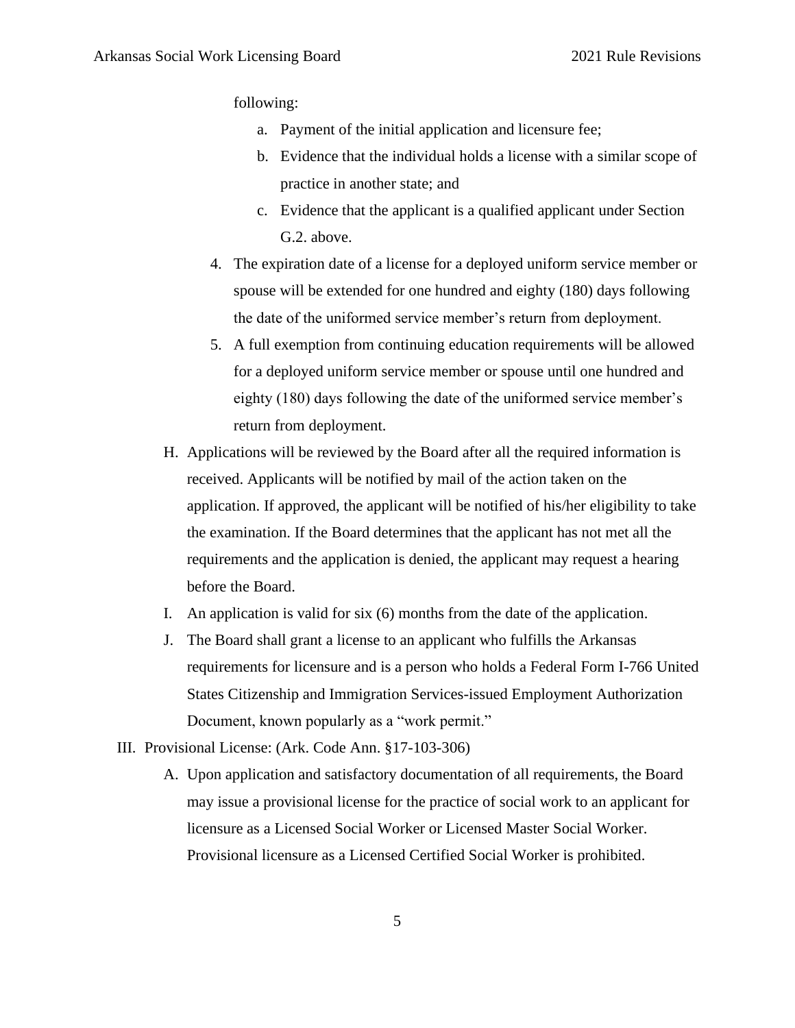following:

   a. Payment of the initial application and licensure fee;
   b. Evidence that the individual holds a license with a similar scope of practice in another state; and
   c. Evidence that the applicant is a qualified applicant under Section G.2. above.

4. The expiration date of a license for a deployed uniform service member or spouse will be extended for one hundred and eighty (180) days following the date of the uniformed service member's return from deployment.
5. A full exemption from continuing education requirements will be allowed for a deployed uniform service member or spouse until one hundred and eighty (180) days following the date of the uniformed service member's return from deployment.

H. Applications will be reviewed by the Board after all the required information is received. Applicants will be notified by mail of the action taken on the application. If approved, the applicant will be notified of his/her eligibility to take the examination. If the Board determines that the applicant has not met all the requirements and the application is denied, the applicant may request a hearing before the Board.

I. An application is valid for six (6) months from the date of the application.

J. The Board shall grant a license to an applicant who fulfills the Arkansas requirements for licensure and is a person who holds a Federal Form I-766 United States Citizenship and Immigration Services-issued Employment Authorization Document, known popularly as a "work permit."

III. Provisional License: (Ark. Code Ann. §17-103-306)

A. Upon application and satisfactory documentation of all requirements, the Board may issue a provisional license for the practice of social work to an applicant for licensure as a Licensed Social Worker or Licensed Master Social Worker. Provisional licensure as a Licensed Certified Social Worker is prohibited.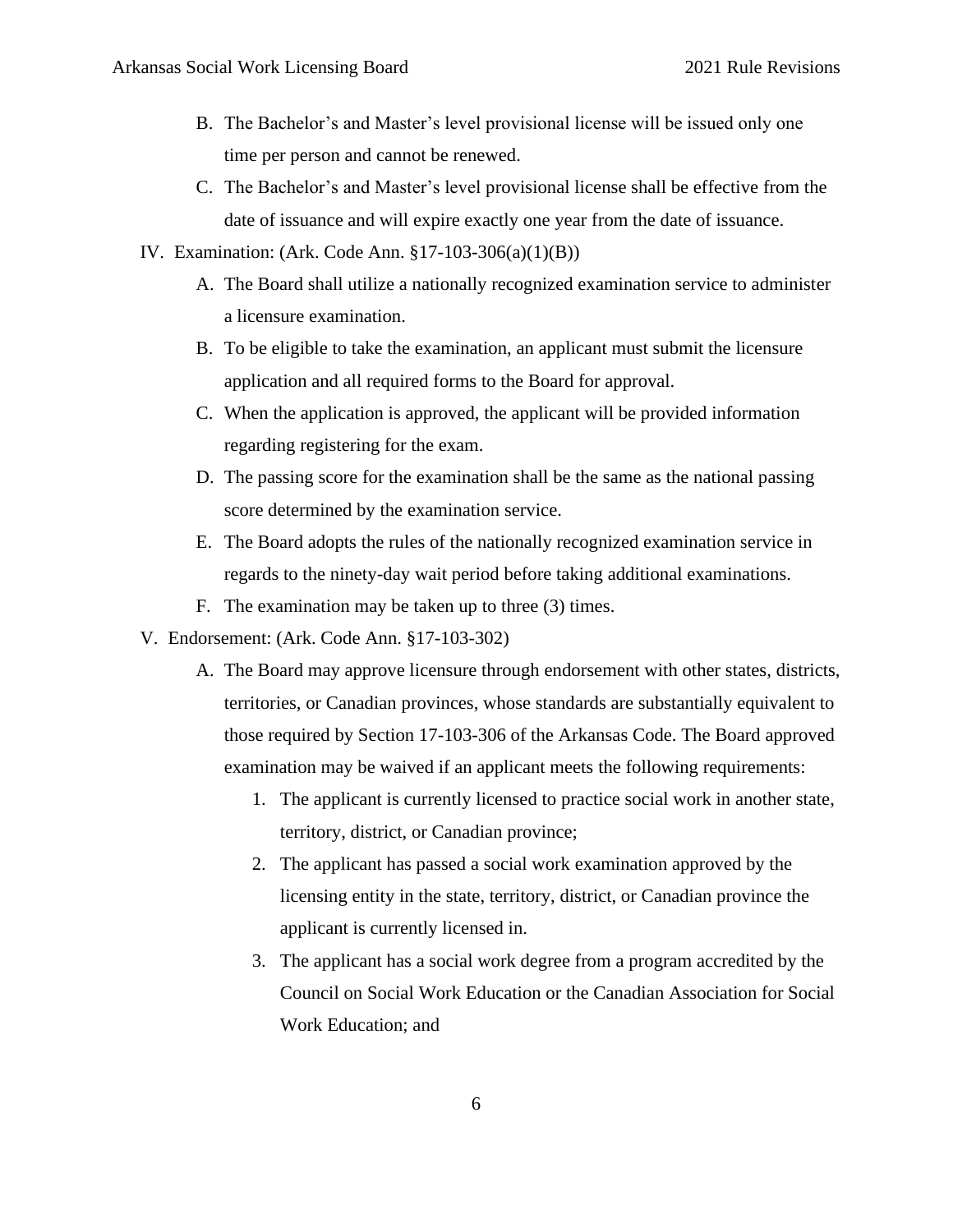B. The Bachelor's and Master's level provisional license will be issued only one time per person and cannot be renewed.

C. The Bachelor's and Master's level provisional license shall be effective from the date of issuance and will expire exactly one year from the date of issuance.

IV. Examination: (Ark. Code Ann. §17-103-306(a)(1)(B))

A. The Board shall utilize a nationally recognized examination service to administer a licensure examination.

B. To be eligible to take the examination, an applicant must submit the licensure application and all required forms to the Board for approval.

C. When the application is approved, the applicant will be provided information regarding registering for the exam.

D. The passing score for the examination shall be the same as the national passing score determined by the examination service.

E. The Board adopts the rules of the nationally recognized examination service in regards to the ninety-day wait period before taking additional examinations.

F. The examination may be taken up to three (3) times.

V. Endorsement: (Ark. Code Ann. §17-103-302)

A. The Board may approve licensure through endorsement with other states, districts, territories, or Canadian provinces, whose standards are substantially equivalent to those required by Section 17-103-306 of the Arkansas Code. The Board approved examination may be waived if an applicant meets the following requirements:

1. The applicant is currently licensed to practice social work in another state, territory, district, or Canadian province;
2. The applicant has passed a social work examination approved by the licensing entity in the state, territory, district, or Canadian province the applicant is currently licensed in.
3. The applicant has a social work degree from a program accredited by the Council on Social Work Education or the Canadian Association for Social Work Education; and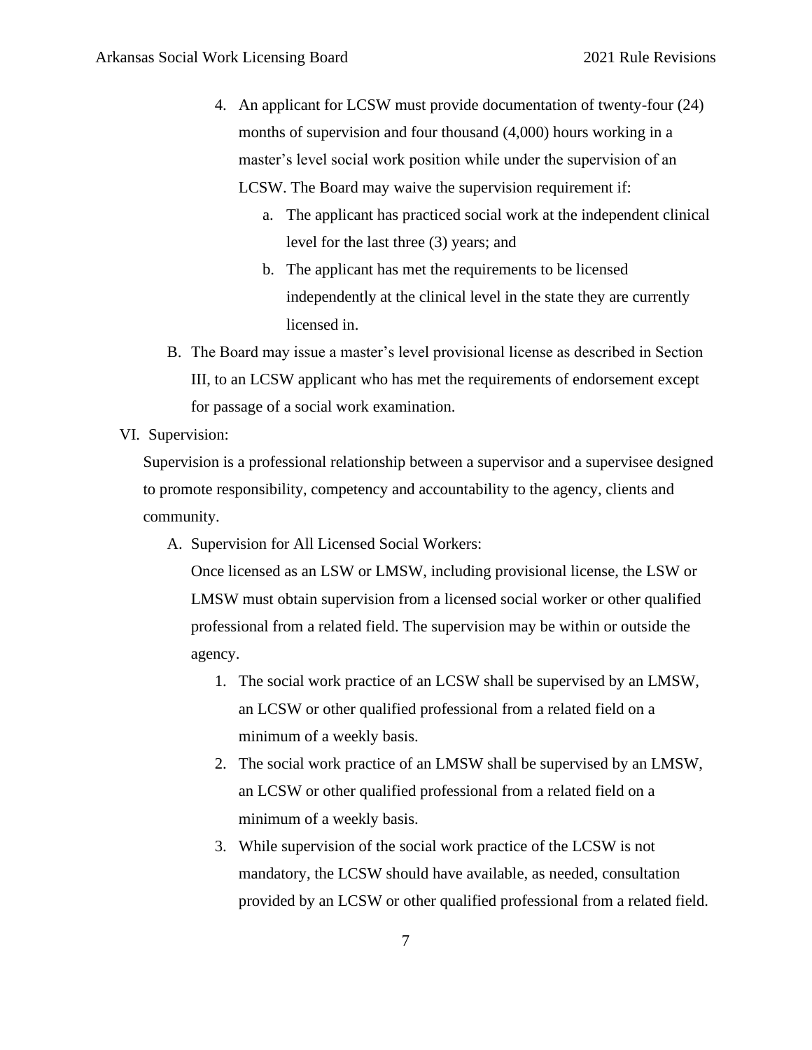4. An applicant for LCSW must provide documentation of twenty-four (24) months of supervision and four thousand (4,000) hours working in a master's level social work position while under the supervision of an LCSW. The Board may waive the supervision requirement if:
    a. The applicant has practiced social work at the independent clinical level for the last three (3) years; and
    b. The applicant has met the requirements to be licensed independently at the clinical level in the state they are currently licensed in.

B. The Board may issue a master's level provisional license as described in Section III, to an LCSW applicant who has met the requirements of endorsement except for passage of a social work examination.

VI. Supervision:

Supervision is a professional relationship between a supervisor and a supervisee designed to promote responsibility, competency and accountability to the agency, clients and community.

A. Supervision for All Licensed Social Workers:

Once licensed as an LSW or LMSW, including provisional license, the LSW or LMSW must obtain supervision from a licensed social worker or other qualified professional from a related field. The supervision may be within or outside the agency.

1. The social work practice of an LCSW shall be supervised by an LMSW, an LCSW or other qualified professional from a related field on a minimum of a weekly basis.
2. The social work practice of an LMSW shall be supervised by an LMSW, an LCSW or other qualified professional from a related field on a minimum of a weekly basis.
3. While supervision of the social work practice of the LCSW is not mandatory, the LCSW should have available, as needed, consultation provided by an LCSW or other qualified professional from a related field.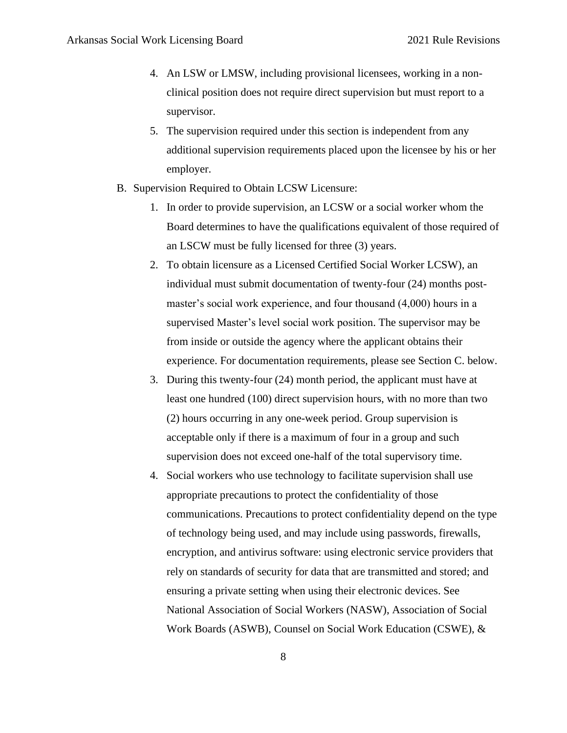4. An LSW or LMSW, including provisional licensees, working in a non-clinical position does not require direct supervision but must report to a supervisor.
5. The supervision required under this section is independent from any additional supervision requirements placed upon the licensee by his or her employer.

B. Supervision Required to Obtain LCSW Licensure:

1. In order to provide supervision, an LCSW or a social worker whom the Board determines to have the qualifications equivalent of those required of an LSCW must be fully licensed for three (3) years.
2. To obtain licensure as a Licensed Certified Social Worker LCSW), an individual must submit documentation of twenty-four (24) months post-master's social work experience, and four thousand (4,000) hours in a supervised Master's level social work position. The supervisor may be from inside or outside the agency where the applicant obtains their experience. For documentation requirements, please see Section C. below.
3. During this twenty-four (24) month period, the applicant must have at least one hundred (100) direct supervision hours, with no more than two (2) hours occurring in any one-week period. Group supervision is acceptable only if there is a maximum of four in a group and such supervision does not exceed one-half of the total supervisory time.
4. Social workers who use technology to facilitate supervision shall use appropriate precautions to protect the confidentiality of those communications. Precautions to protect confidentiality depend on the type of technology being used, and may include using passwords, firewalls, encryption, and antivirus software: using electronic service providers that rely on standards of security for data that are transmitted and stored; and ensuring a private setting when using their electronic devices. See National Association of Social Workers (NASW), Association of Social Work Boards (ASWB), Counsel on Social Work Education (CSWE), &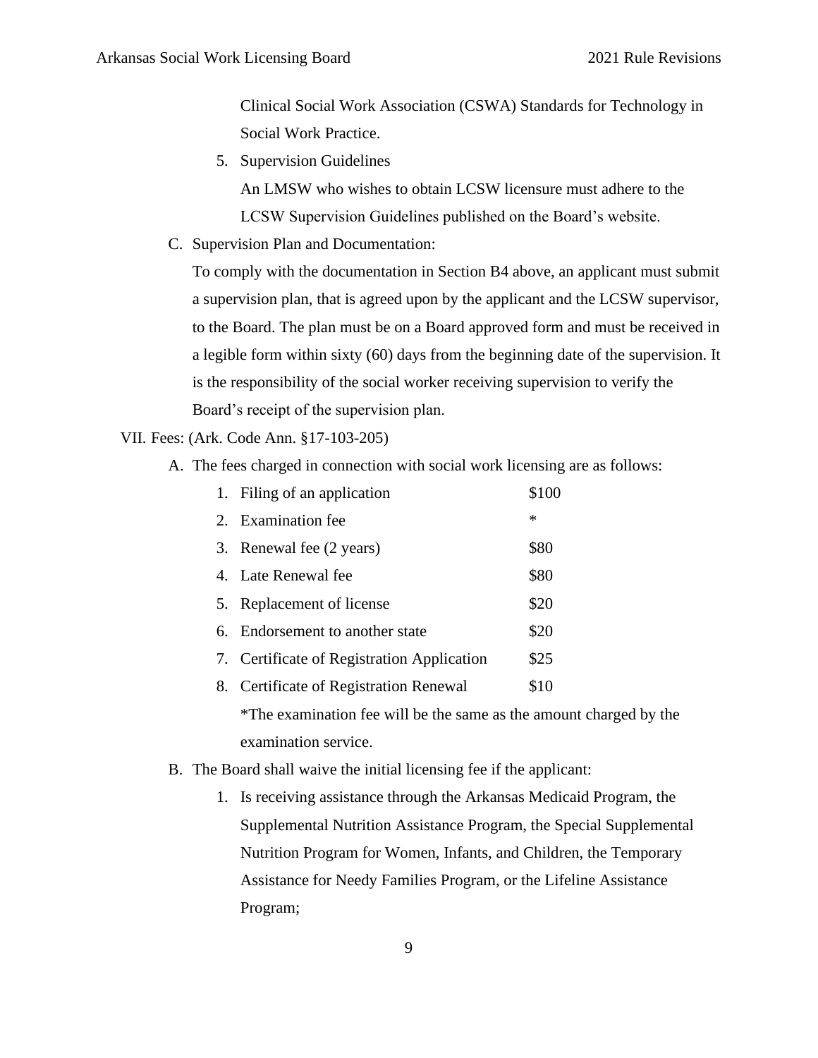Clinical Social Work Association (CSWA) Standards for Technology in Social Work Practice.

5. Supervision Guidelines

   An LMSW who wishes to obtain LCSW licensure must adhere to the LCSW Supervision Guidelines published on the Board's website.

C. Supervision Plan and Documentation:

   To comply with the documentation in Section B4 above, an applicant must submit a supervision plan, that is agreed upon by the applicant and the LCSW supervisor, to the Board. The plan must be on a Board approved form and must be received in a legible form within sixty (60) days from the beginning date of the supervision. It is the responsibility of the social worker receiving supervision to verify the Board's receipt of the supervision plan.

VII. Fees: (Ark. Code Ann. §17-103-205)

A. The fees charged in connection with social work licensing are as follows:

| | |
|---|---|
| 1. Filing of an application | $100 |
| 2. Examination fee | * |
| 3. Renewal fee (2 years) | $80 |
| 4. Late Renewal fee | $80 |
| 5. Replacement of license | $20 |
| 6. Endorsement to another state | $20 |
| 7. Certificate of Registration Application | $25 |
| 8. Certificate of Registration Renewal | $10 |

   *The examination fee will be the same as the amount charged by the examination service.

B. The Board shall waive the initial licensing fee if the applicant:

   1. Is receiving assistance through the Arkansas Medicaid Program, the Supplemental Nutrition Assistance Program, the Special Supplemental Nutrition Program for Women, Infants, and Children, the Temporary Assistance for Needy Families Program, or the Lifeline Assistance Program;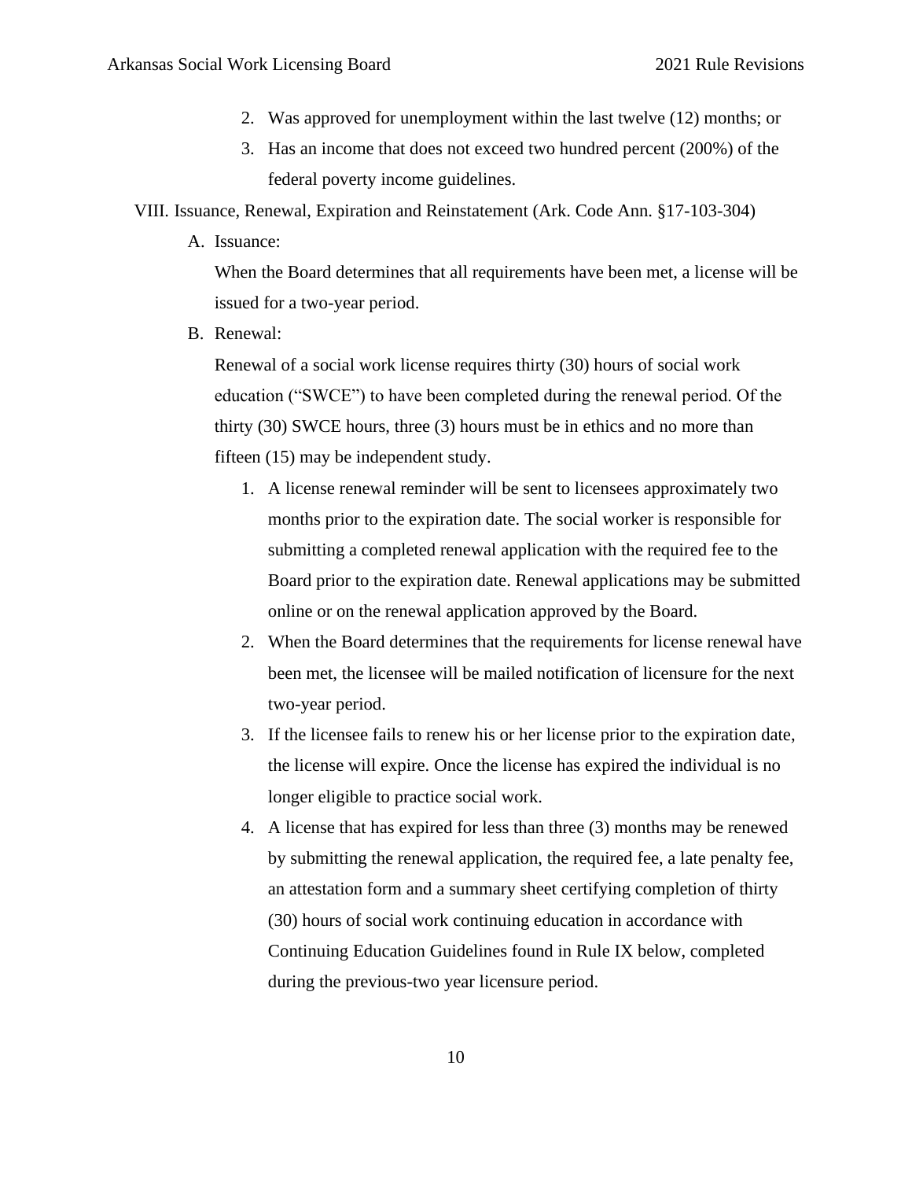2. Was approved for unemployment within the last twelve (12) months; or
3. Has an income that does not exceed two hundred percent (200%) of the federal poverty income guidelines.

VIII. Issuance, Renewal, Expiration and Reinstatement (Ark. Code Ann. §17-103-304)

A. Issuance:

When the Board determines that all requirements have been met, a license will be issued for a two-year period.

B. Renewal:

Renewal of a social work license requires thirty (30) hours of social work education ("SWCE") to have been completed during the renewal period. Of the thirty (30) SWCE hours, three (3) hours must be in ethics and no more than fifteen (15) may be independent study.

1. A license renewal reminder will be sent to licensees approximately two months prior to the expiration date. The social worker is responsible for submitting a completed renewal application with the required fee to the Board prior to the expiration date. Renewal applications may be submitted online or on the renewal application approved by the Board.
2. When the Board determines that the requirements for license renewal have been met, the licensee will be mailed notification of licensure for the next two-year period.
3. If the licensee fails to renew his or her license prior to the expiration date, the license will expire. Once the license has expired the individual is no longer eligible to practice social work.
4. A license that has expired for less than three (3) months may be renewed by submitting the renewal application, the required fee, a late penalty fee, an attestation form and a summary sheet certifying completion of thirty (30) hours of social work continuing education in accordance with Continuing Education Guidelines found in Rule IX below, completed during the previous-two year licensure period.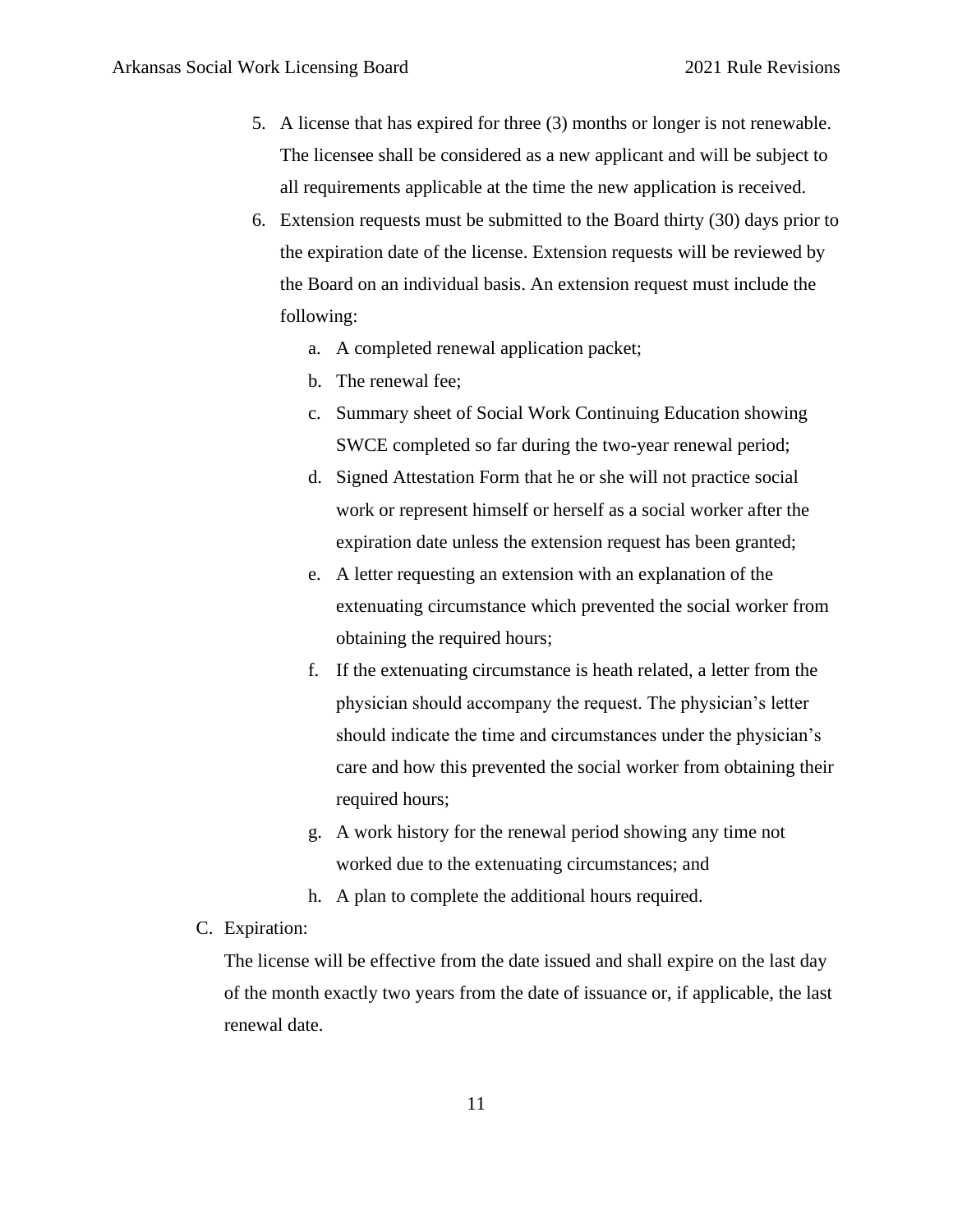5. A license that has expired for three (3) months or longer is not renewable. The licensee shall be considered as a new applicant and will be subject to all requirements applicable at the time the new application is received.
6. Extension requests must be submitted to the Board thirty (30) days prior to the expiration date of the license. Extension requests will be reviewed by the Board on an individual basis. An extension request must include the following:
   a. A completed renewal application packet;
   b. The renewal fee;
   c. Summary sheet of Social Work Continuing Education showing SWCE completed so far during the two-year renewal period;
   d. Signed Attestation Form that he or she will not practice social work or represent himself or herself as a social worker after the expiration date unless the extension request has been granted;
   e. A letter requesting an extension with an explanation of the extenuating circumstance which prevented the social worker from obtaining the required hours;
   f. If the extenuating circumstance is heath related, a letter from the physician should accompany the request. The physician's letter should indicate the time and circumstances under the physician's care and how this prevented the social worker from obtaining their required hours;
   g. A work history for the renewal period showing any time not worked due to the extenuating circumstances; and
   h. A plan to complete the additional hours required.

C. Expiration:

The license will be effective from the date issued and shall expire on the last day of the month exactly two years from the date of issuance or, if applicable, the last renewal date.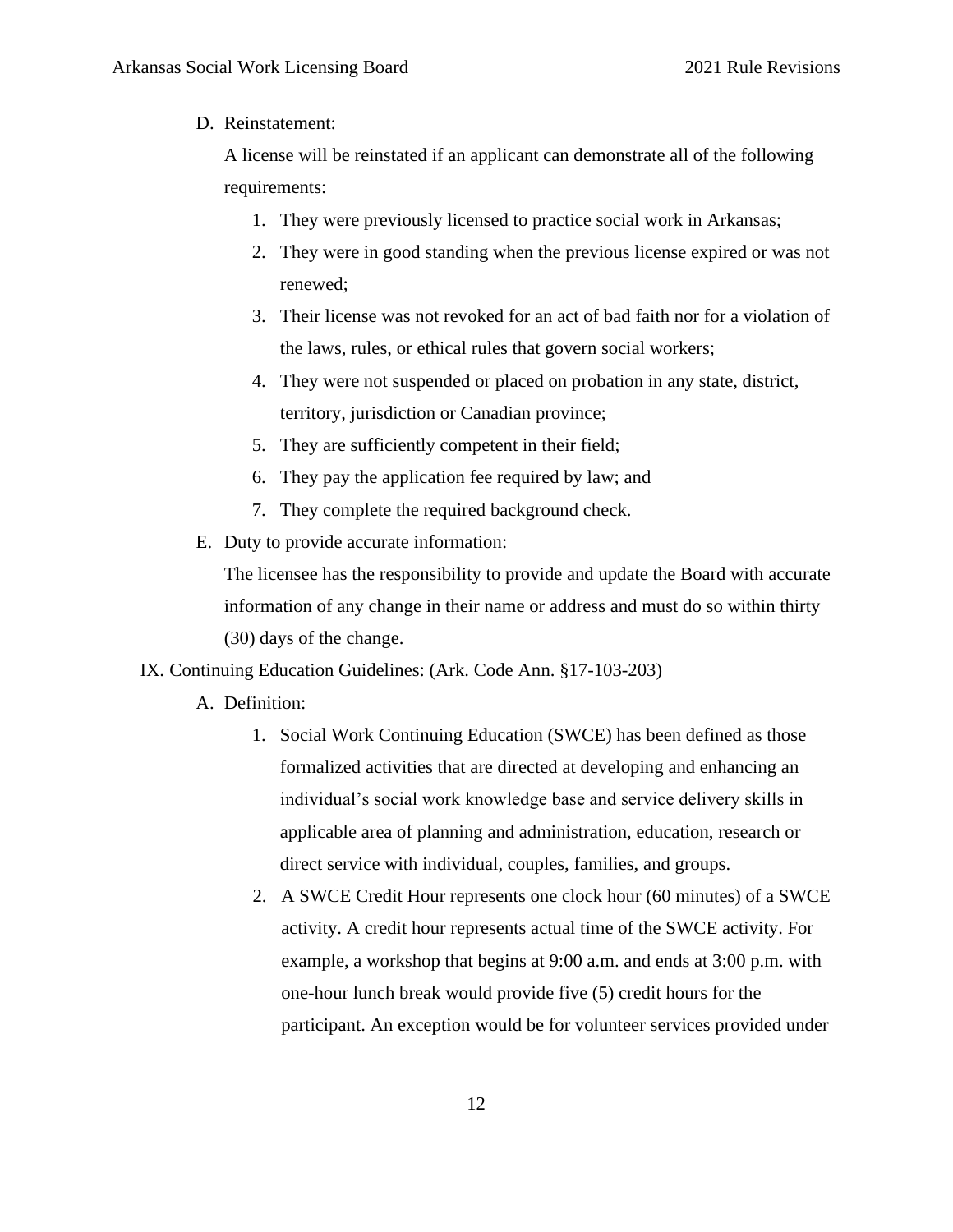D. Reinstatement:

   A license will be reinstated if an applicant can demonstrate all of the following requirements:

   1. They were previously licensed to practice social work in Arkansas;
   2. They were in good standing when the previous license expired or was not renewed;
   3. Their license was not revoked for an act of bad faith nor for a violation of the laws, rules, or ethical rules that govern social workers;
   4. They were not suspended or placed on probation in any state, district, territory, jurisdiction or Canadian province;
   5. They are sufficiently competent in their field;
   6. They pay the application fee required by law; and
   7. They complete the required background check.

E. Duty to provide accurate information:

   The licensee has the responsibility to provide and update the Board with accurate information of any change in their name or address and must do so within thirty (30) days of the change.

IX. Continuing Education Guidelines: (Ark. Code Ann. §17-103-203)

A. Definition:

   1. Social Work Continuing Education (SWCE) has been defined as those formalized activities that are directed at developing and enhancing an individual's social work knowledge base and service delivery skills in applicable area of planning and administration, education, research or direct service with individual, couples, families, and groups.
   2. A SWCE Credit Hour represents one clock hour (60 minutes) of a SWCE activity. A credit hour represents actual time of the SWCE activity. For example, a workshop that begins at 9:00 a.m. and ends at 3:00 p.m. with one-hour lunch break would provide five (5) credit hours for the participant. An exception would be for volunteer services provided under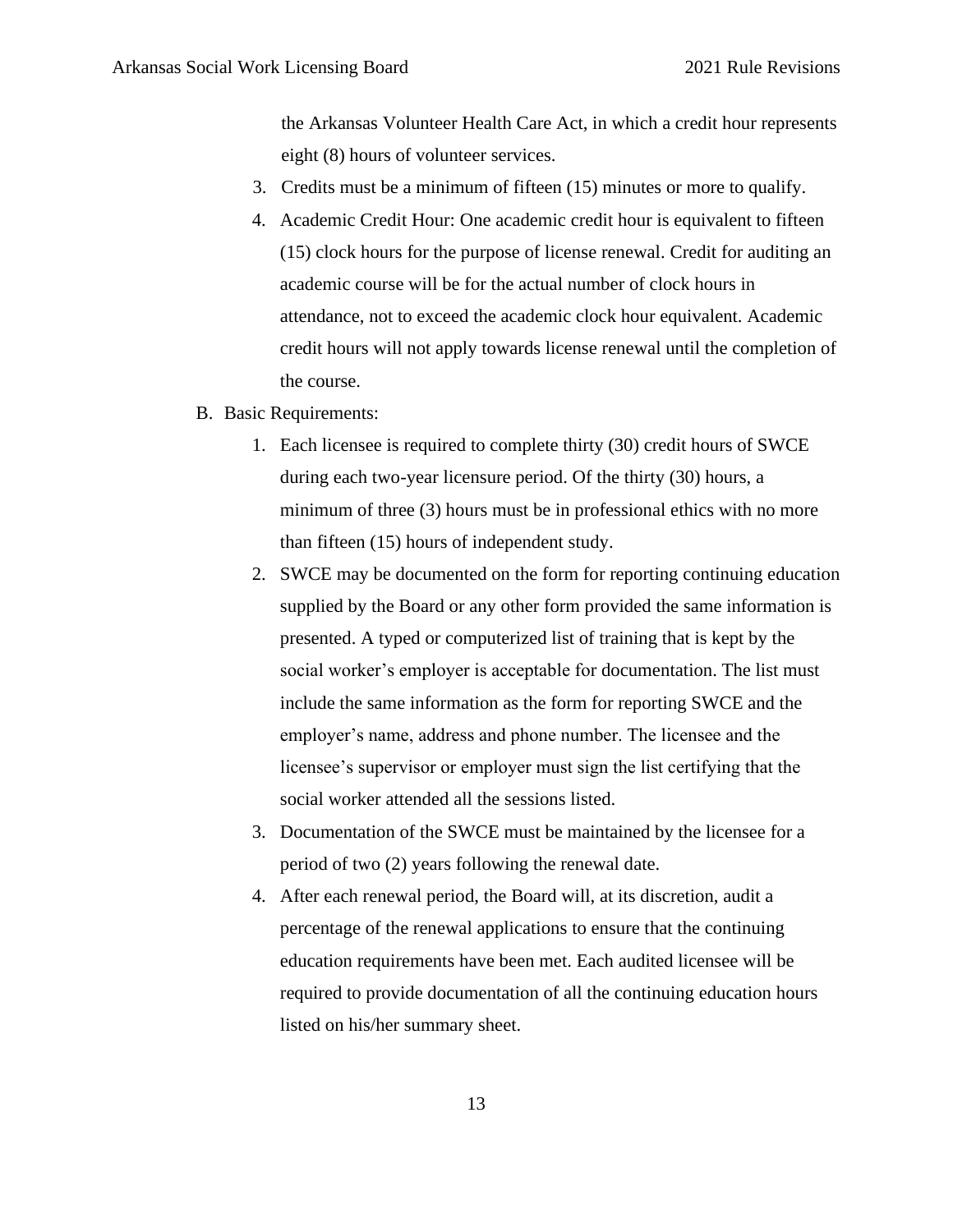the Arkansas Volunteer Health Care Act, in which a credit hour represents eight (8) hours of volunteer services.

3. Credits must be a minimum of fifteen (15) minutes or more to qualify.
4. Academic Credit Hour: One academic credit hour is equivalent to fifteen (15) clock hours for the purpose of license renewal. Credit for auditing an academic course will be for the actual number of clock hours in attendance, not to exceed the academic clock hour equivalent. Academic credit hours will not apply towards license renewal until the completion of the course.

B. Basic Requirements:

1. Each licensee is required to complete thirty (30) credit hours of SWCE during each two-year licensure period. Of the thirty (30) hours, a minimum of three (3) hours must be in professional ethics with no more than fifteen (15) hours of independent study.
2. SWCE may be documented on the form for reporting continuing education supplied by the Board or any other form provided the same information is presented. A typed or computerized list of training that is kept by the social worker's employer is acceptable for documentation. The list must include the same information as the form for reporting SWCE and the employer's name, address and phone number. The licensee and the licensee's supervisor or employer must sign the list certifying that the social worker attended all the sessions listed.
3. Documentation of the SWCE must be maintained by the licensee for a period of two (2) years following the renewal date.
4. After each renewal period, the Board will, at its discretion, audit a percentage of the renewal applications to ensure that the continuing education requirements have been met. Each audited licensee will be required to provide documentation of all the continuing education hours listed on his/her summary sheet.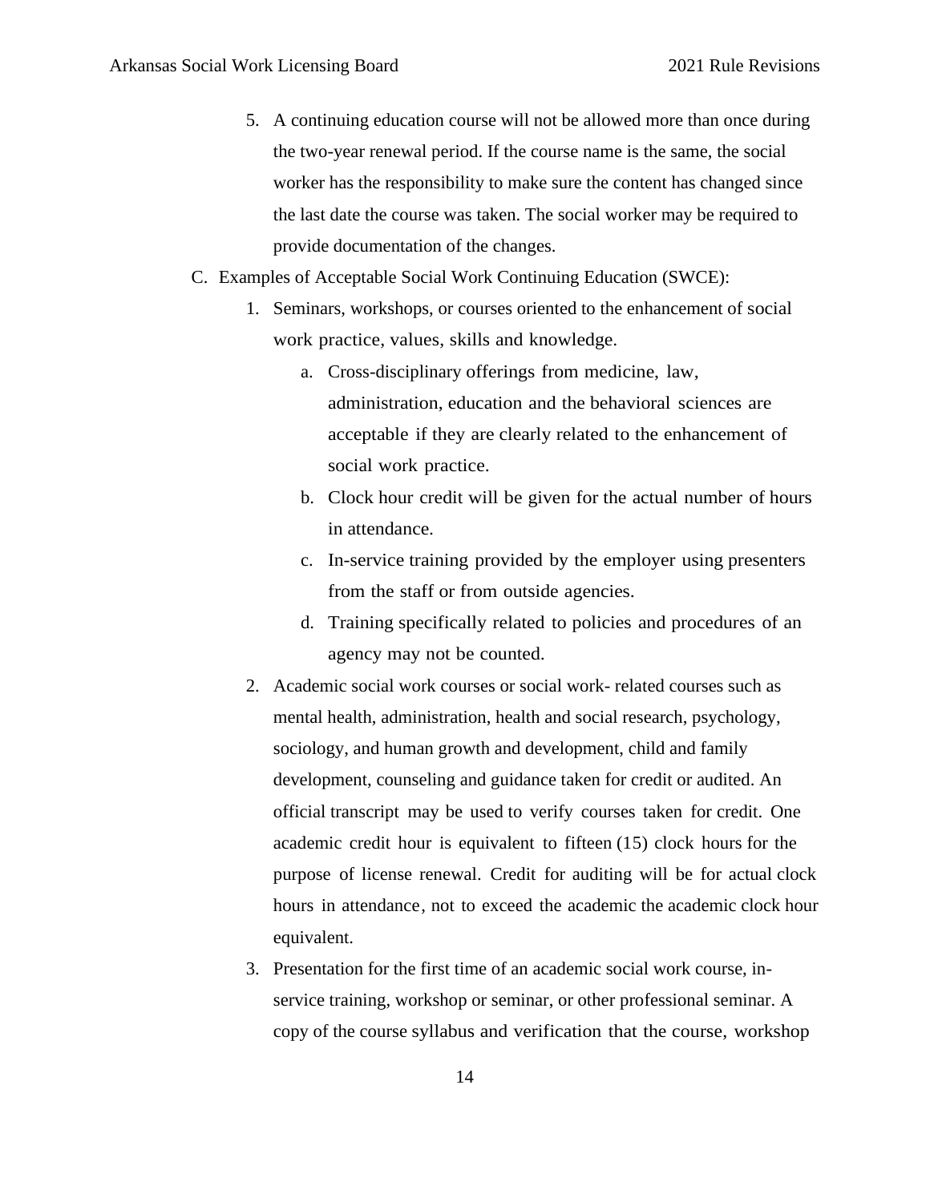5. A continuing education course will not be allowed more than once during the two-year renewal period. If the course name is the same, the social worker has the responsibility to make sure the content has changed since the last date the course was taken. The social worker may be required to provide documentation of the changes.

C. Examples of Acceptable Social Work Continuing Education (SWCE):

1. Seminars, workshops, or courses oriented to the enhancement of social work practice, values, skills and knowledge.
   a. Cross-disciplinary offerings from medicine, law, administration, education and the behavioral sciences are acceptable if they are clearly related to the enhancement of social work practice.
   b. Clock hour credit will be given for the actual number of hours in attendance.
   c. In-service training provided by the employer using presenters from the staff or from outside agencies.
   d. Training specifically related to policies and procedures of an agency may not be counted.
2. Academic social work courses or social work- related courses such as mental health, administration, health and social research, psychology, sociology, and human growth and development, child and family development, counseling and guidance taken for credit or audited. An official transcript may be used to verify courses taken for credit. One academic credit hour is equivalent to fifteen (15) clock hours for the purpose of license renewal. Credit for auditing will be for actual clock hours in attendance, not to exceed the academic the academic clock hour equivalent.
3. Presentation for the first time of an academic social work course, in-service training, workshop or seminar, or other professional seminar. A copy of the course syllabus and verification that the course, workshop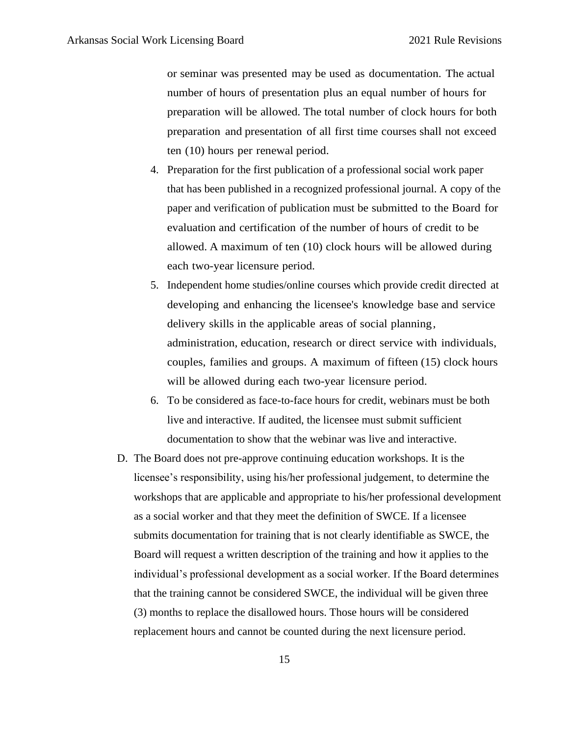or seminar was presented may be used as documentation. The actual number of hours of presentation plus an equal number of hours for preparation will be allowed. The total number of clock hours for both preparation and presentation of all first time courses shall not exceed ten (10) hours per renewal period.

4. Preparation for the first publication of a professional social work paper that has been published in a recognized professional journal. A copy of the paper and verification of publication must be submitted to the Board for evaluation and certification of the number of hours of credit to be allowed. A maximum of ten (10) clock hours will be allowed during each two-year licensure period.
5. Independent home studies/online courses which provide credit directed at developing and enhancing the licensee's knowledge base and service delivery skills in the applicable areas of social planning, administration, education, research or direct service with individuals, couples, families and groups. A maximum of fifteen (15) clock hours will be allowed during each two-year licensure period.
6. To be considered as face-to-face hours for credit, webinars must be both live and interactive. If audited, the licensee must submit sufficient documentation to show that the webinar was live and interactive.

D. The Board does not pre-approve continuing education workshops. It is the licensee's responsibility, using his/her professional judgement, to determine the workshops that are applicable and appropriate to his/her professional development as a social worker and that they meet the definition of SWCE. If a licensee submits documentation for training that is not clearly identifiable as SWCE, the Board will request a written description of the training and how it applies to the individual's professional development as a social worker. If the Board determines that the training cannot be considered SWCE, the individual will be given three (3) months to replace the disallowed hours. Those hours will be considered replacement hours and cannot be counted during the next licensure period.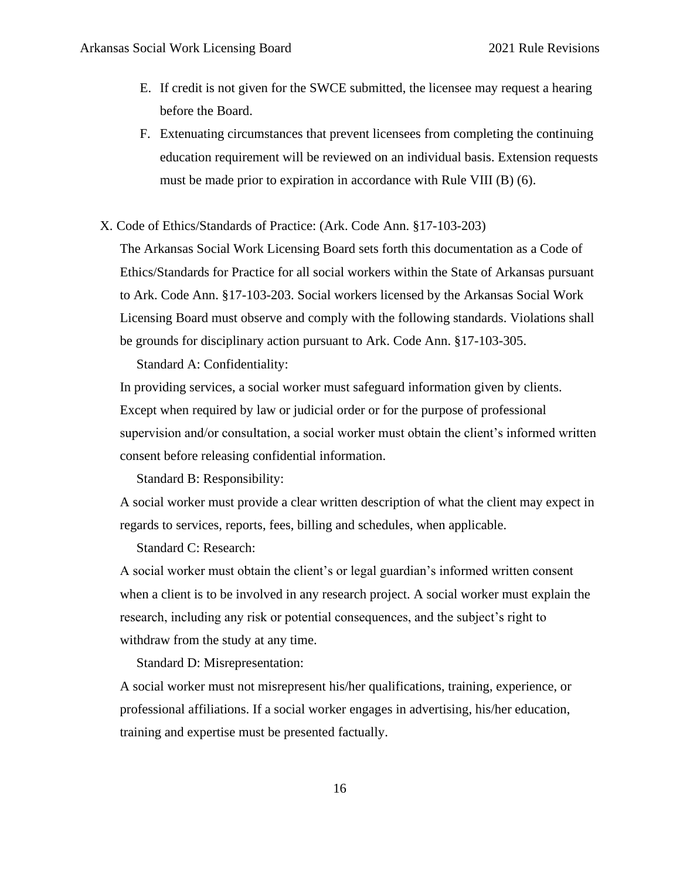E. If credit is not given for the SWCE submitted, the licensee may request a hearing before the Board.

F. Extenuating circumstances that prevent licensees from completing the continuing education requirement will be reviewed on an individual basis. Extension requests must be made prior to expiration in accordance with Rule VIII (B) (6).

## X. Code of Ethics/Standards of Practice: (Ark. Code Ann. §17-103-203)

The Arkansas Social Work Licensing Board sets forth this documentation as a Code of Ethics/Standards for Practice for all social workers within the State of Arkansas pursuant to Ark. Code Ann. §17-103-203. Social workers licensed by the Arkansas Social Work Licensing Board must observe and comply with the following standards. Violations shall be grounds for disciplinary action pursuant to Ark. Code Ann. §17-103-305.

Standard A: Confidentiality:

In providing services, a social worker must safeguard information given by clients. Except when required by law or judicial order or for the purpose of professional supervision and/or consultation, a social worker must obtain the client's informed written consent before releasing confidential information.

Standard B: Responsibility:

A social worker must provide a clear written description of what the client may expect in regards to services, reports, fees, billing and schedules, when applicable.

Standard C: Research:

A social worker must obtain the client's or legal guardian's informed written consent when a client is to be involved in any research project. A social worker must explain the research, including any risk or potential consequences, and the subject's right to withdraw from the study at any time.

Standard D: Misrepresentation:

A social worker must not misrepresent his/her qualifications, training, experience, or professional affiliations. If a social worker engages in advertising, his/her education, training and expertise must be presented factually.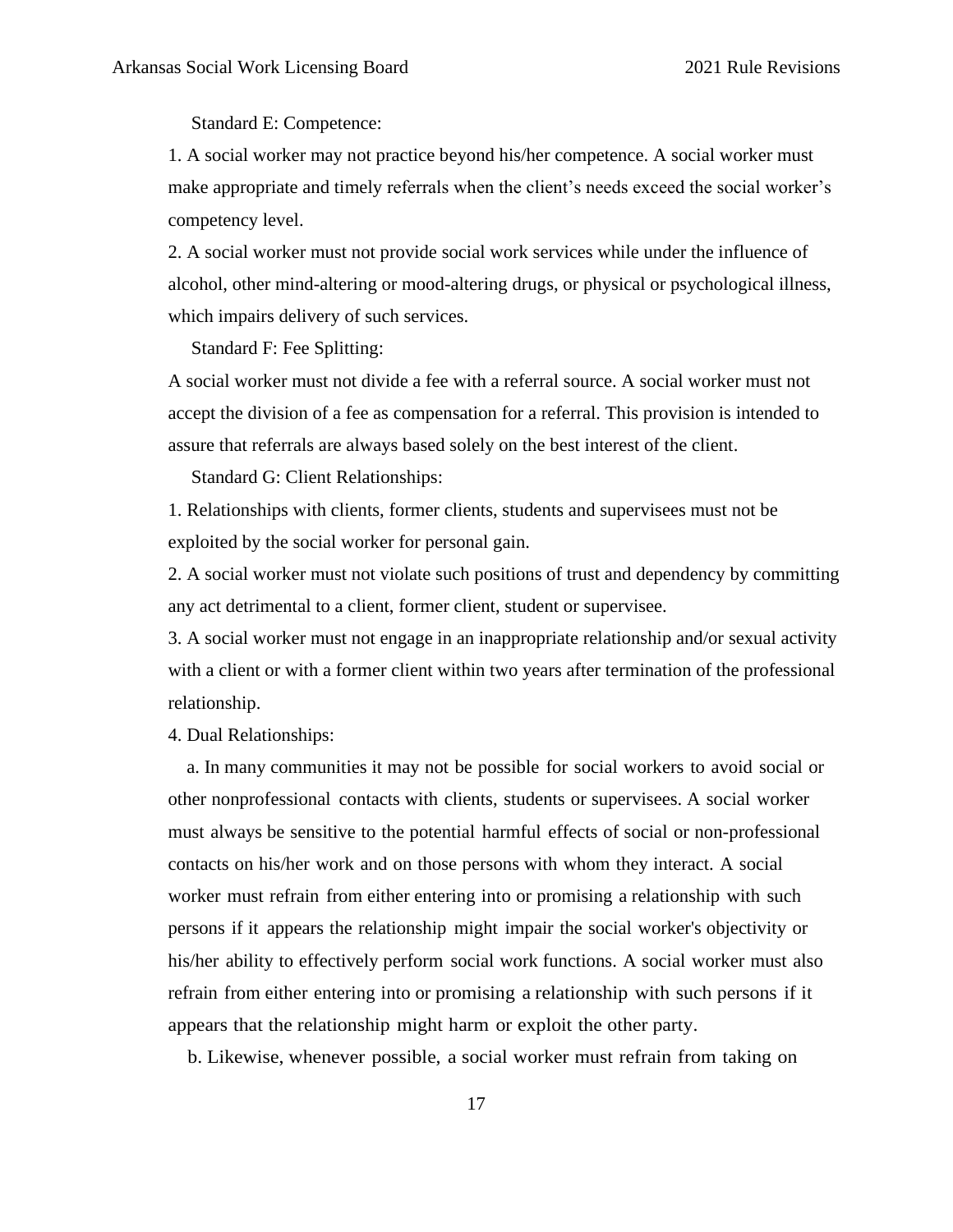Standard E: Competence:

1. A social worker may not practice beyond his/her competence. A social worker must make appropriate and timely referrals when the client's needs exceed the social worker's competency level.

2. A social worker must not provide social work services while under the influence of alcohol, other mind-altering or mood-altering drugs, or physical or psychological illness, which impairs delivery of such services.

Standard F: Fee Splitting:

A social worker must not divide a fee with a referral source. A social worker must not accept the division of a fee as compensation for a referral. This provision is intended to assure that referrals are always based solely on the best interest of the client.

Standard G: Client Relationships:

1. Relationships with clients, former clients, students and supervisees must not be exploited by the social worker for personal gain.

2. A social worker must not violate such positions of trust and dependency by committing any act detrimental to a client, former client, student or supervisee.

3. A social worker must not engage in an inappropriate relationship and/or sexual activity with a client or with a former client within two years after termination of the professional relationship.

4. Dual Relationships:

a. In many communities it may not be possible for social workers to avoid social or other nonprofessional contacts with clients, students or supervisees. A social worker must always be sensitive to the potential harmful effects of social or non-professional contacts on his/her work and on those persons with whom they interact. A social worker must refrain from either entering into or promising a relationship with such persons if it appears the relationship might impair the social worker's objectivity or his/her ability to effectively perform social work functions. A social worker must also refrain from either entering into or promising a relationship with such persons if it appears that the relationship might harm or exploit the other party.

b. Likewise, whenever possible, a social worker must refrain from taking on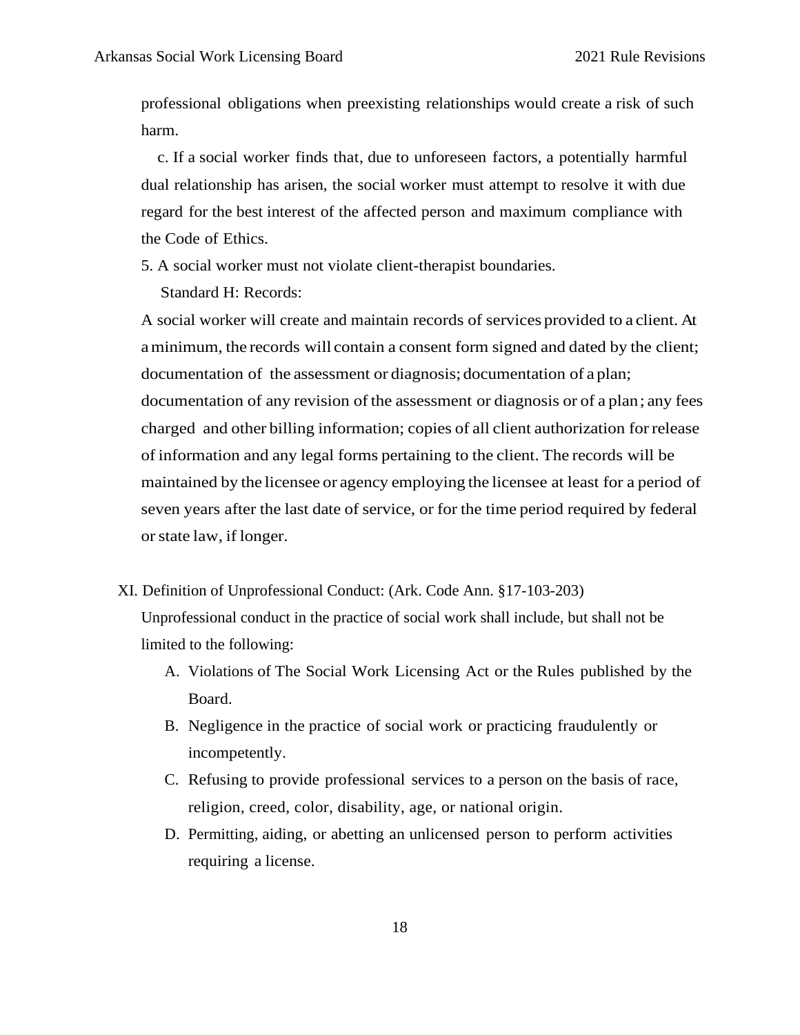professional obligations when preexisting relationships would create a risk of such harm.

c. If a social worker finds that, due to unforeseen factors, a potentially harmful dual relationship has arisen, the social worker must attempt to resolve it with due regard for the best interest of the affected person and maximum compliance with the Code of Ethics.

5. A social worker must not violate client-therapist boundaries.

Standard H: Records:

A social worker will create and maintain records of services provided to a client. At a minimum, the records will contain a consent form signed and dated by the client; documentation of the assessment or diagnosis; documentation of a plan; documentation of any revision of the assessment or diagnosis or of a plan; any fees charged and other billing information; copies of all client authorization for release of information and any legal forms pertaining to the client. The records will be maintained by the licensee or agency employing the licensee at least for a period of seven years after the last date of service, or for the time period required by federal or state law, if longer.

XI. Definition of Unprofessional Conduct: (Ark. Code Ann. §17-103-203)

Unprofessional conduct in the practice of social work shall include, but shall not be limited to the following:

A. Violations of The Social Work Licensing Act or the Rules published by the Board.

B. Negligence in the practice of social work or practicing fraudulently or incompetently.

C. Refusing to provide professional services to a person on the basis of race, religion, creed, color, disability, age, or national origin.

D. Permitting, aiding, or abetting an unlicensed person to perform activities requiring a license.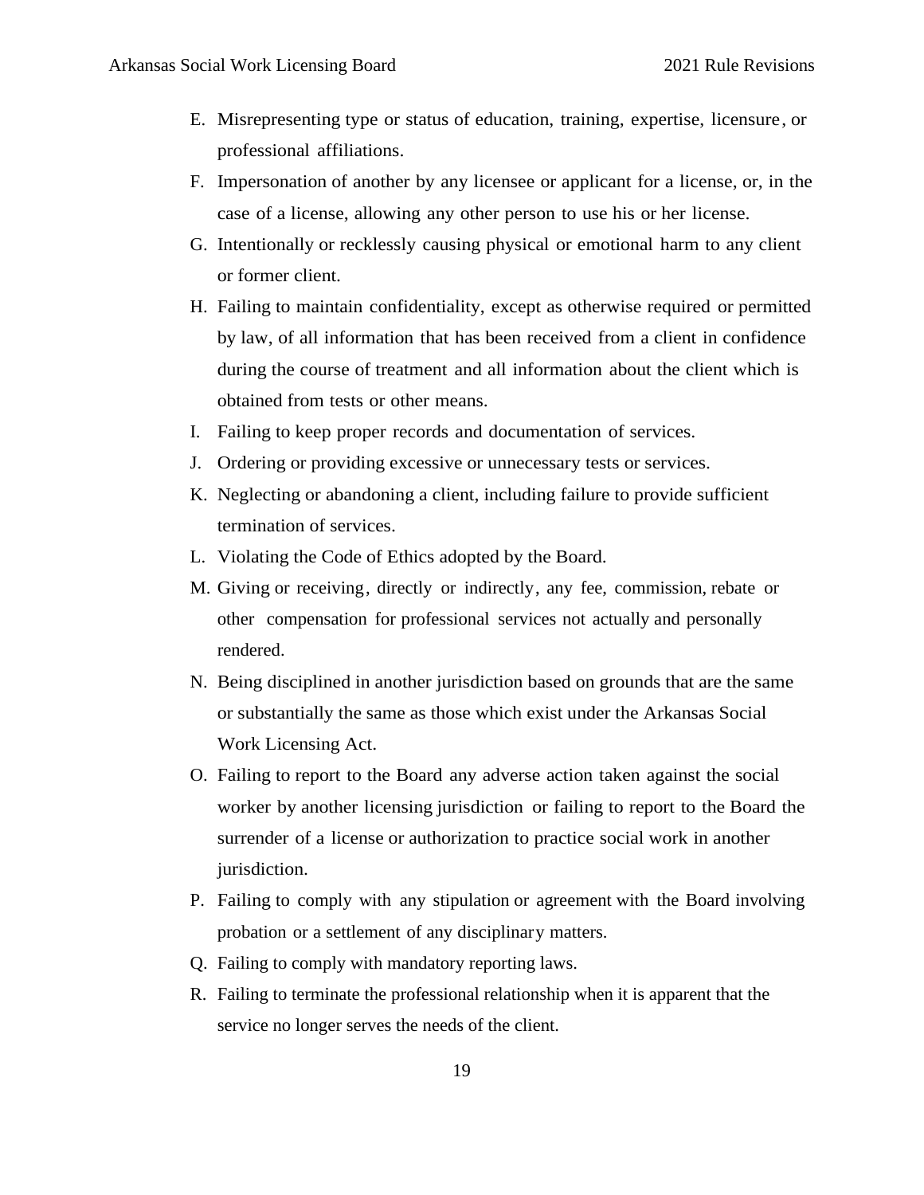E. Misrepresenting type or status of education, training, expertise, licensure, or professional affiliations.
F. Impersonation of another by any licensee or applicant for a license, or, in the case of a license, allowing any other person to use his or her license.
G. Intentionally or recklessly causing physical or emotional harm to any client or former client.
H. Failing to maintain confidentiality, except as otherwise required or permitted by law, of all information that has been received from a client in confidence during the course of treatment and all information about the client which is obtained from tests or other means.
I. Failing to keep proper records and documentation of services.
J. Ordering or providing excessive or unnecessary tests or services.
K. Neglecting or abandoning a client, including failure to provide sufficient termination of services.
L. Violating the Code of Ethics adopted by the Board.
M. Giving or receiving, directly or indirectly, any fee, commission, rebate or other compensation for professional services not actually and personally rendered.
N. Being disciplined in another jurisdiction based on grounds that are the same or substantially the same as those which exist under the Arkansas Social Work Licensing Act.
O. Failing to report to the Board any adverse action taken against the social worker by another licensing jurisdiction or failing to report to the Board the surrender of a license or authorization to practice social work in another jurisdiction.
P. Failing to comply with any stipulation or agreement with the Board involving probation or a settlement of any disciplinary matters.
Q. Failing to comply with mandatory reporting laws.
R. Failing to terminate the professional relationship when it is apparent that the service no longer serves the needs of the client.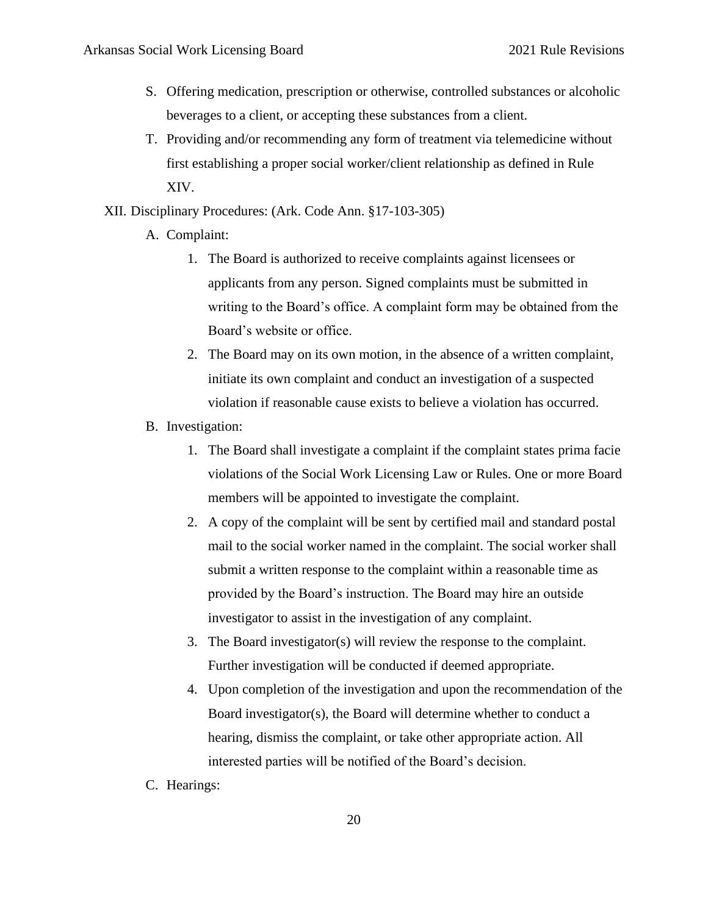S. Offering medication, prescription or otherwise, controlled substances or alcoholic beverages to a client, or accepting these substances from a client.

T. Providing and/or recommending any form of treatment via telemedicine without first establishing a proper social worker/client relationship as defined in Rule XIV.

XII. Disciplinary Procedures: (Ark. Code Ann. §17-103-305)

A. Complaint:

1. The Board is authorized to receive complaints against licensees or applicants from any person. Signed complaints must be submitted in writing to the Board's office. A complaint form may be obtained from the Board's website or office.
2. The Board may on its own motion, in the absence of a written complaint, initiate its own complaint and conduct an investigation of a suspected violation if reasonable cause exists to believe a violation has occurred.

B. Investigation:

1. The Board shall investigate a complaint if the complaint states prima facie violations of the Social Work Licensing Law or Rules. One or more Board members will be appointed to investigate the complaint.
2. A copy of the complaint will be sent by certified mail and standard postal mail to the social worker named in the complaint. The social worker shall submit a written response to the complaint within a reasonable time as provided by the Board's instruction. The Board may hire an outside investigator to assist in the investigation of any complaint.
3. The Board investigator(s) will review the response to the complaint. Further investigation will be conducted if deemed appropriate.
4. Upon completion of the investigation and upon the recommendation of the Board investigator(s), the Board will determine whether to conduct a hearing, dismiss the complaint, or take other appropriate action. All interested parties will be notified of the Board's decision.

C. Hearings: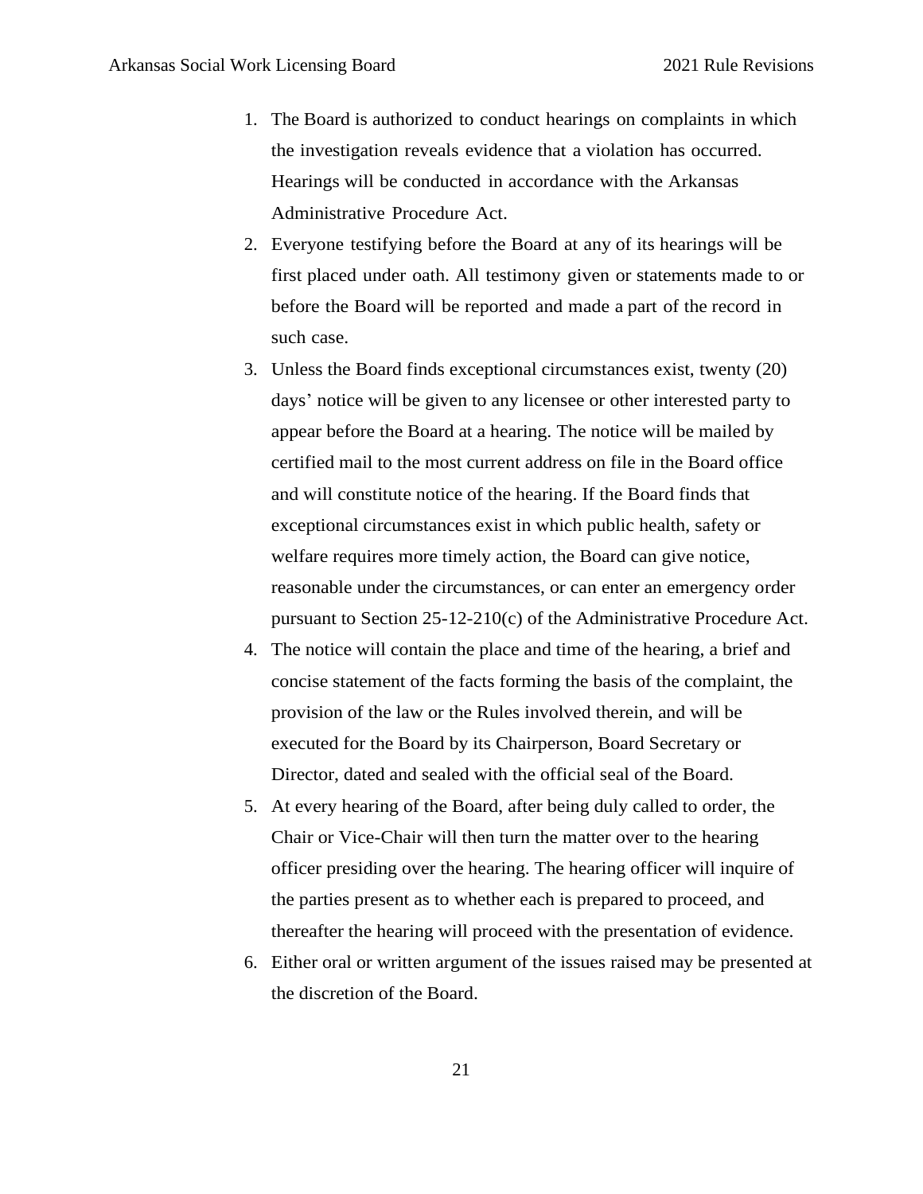1. The Board is authorized to conduct hearings on complaints in which the investigation reveals evidence that a violation has occurred. Hearings will be conducted in accordance with the Arkansas Administrative Procedure Act.
2. Everyone testifying before the Board at any of its hearings will be first placed under oath. All testimony given or statements made to or before the Board will be reported and made a part of the record in such case.
3. Unless the Board finds exceptional circumstances exist, twenty (20) days' notice will be given to any licensee or other interested party to appear before the Board at a hearing. The notice will be mailed by certified mail to the most current address on file in the Board office and will constitute notice of the hearing. If the Board finds that exceptional circumstances exist in which public health, safety or welfare requires more timely action, the Board can give notice, reasonable under the circumstances, or can enter an emergency order pursuant to Section 25-12-210(c) of the Administrative Procedure Act.
4. The notice will contain the place and time of the hearing, a brief and concise statement of the facts forming the basis of the complaint, the provision of the law or the Rules involved therein, and will be executed for the Board by its Chairperson, Board Secretary or Director, dated and sealed with the official seal of the Board.
5. At every hearing of the Board, after being duly called to order, the Chair or Vice-Chair will then turn the matter over to the hearing officer presiding over the hearing. The hearing officer will inquire of the parties present as to whether each is prepared to proceed, and thereafter the hearing will proceed with the presentation of evidence.
6. Either oral or written argument of the issues raised may be presented at the discretion of the Board.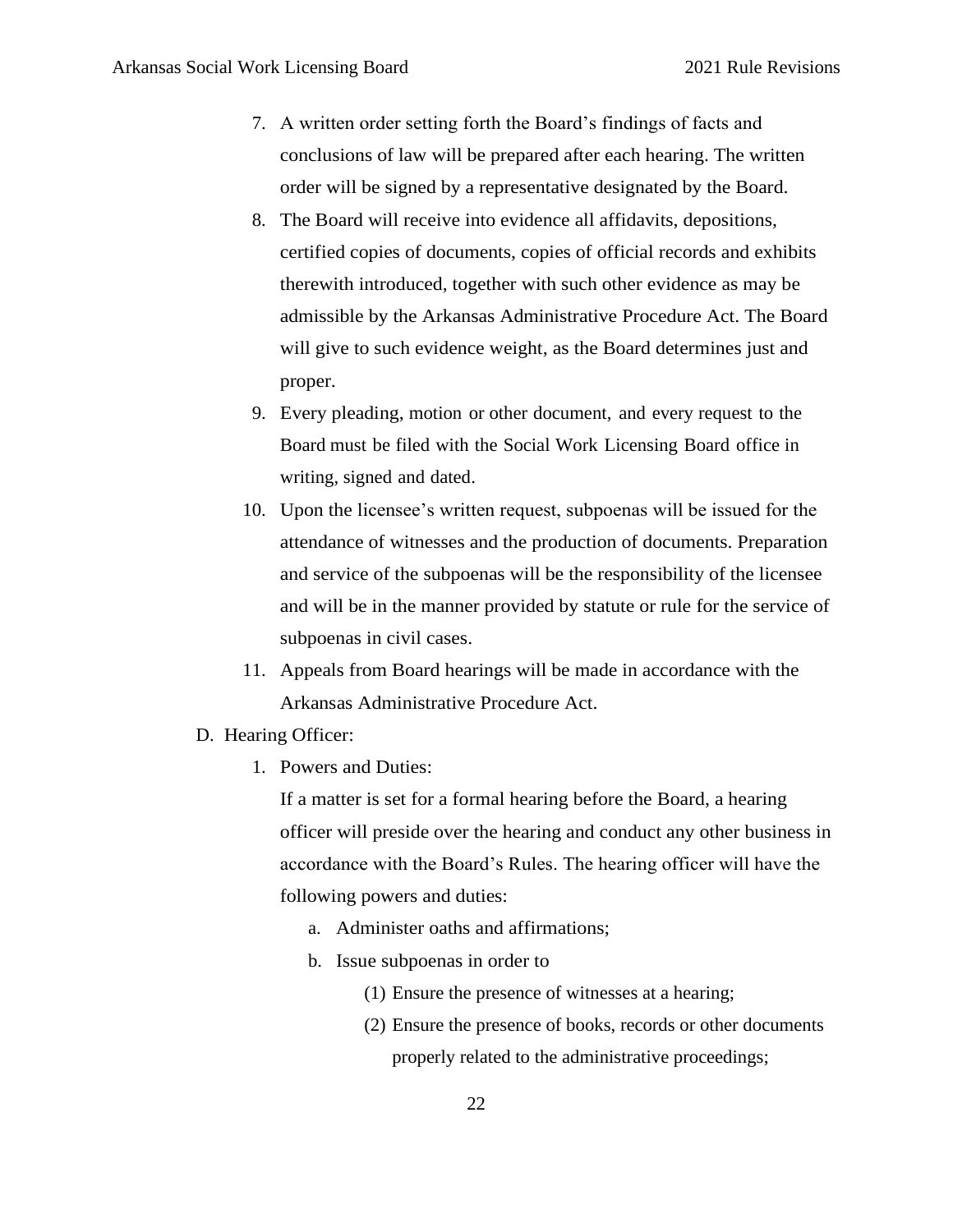7. A written order setting forth the Board's findings of facts and conclusions of law will be prepared after each hearing. The written order will be signed by a representative designated by the Board.
8. The Board will receive into evidence all affidavits, depositions, certified copies of documents, copies of official records and exhibits therewith introduced, together with such other evidence as may be admissible by the Arkansas Administrative Procedure Act. The Board will give to such evidence weight, as the Board determines just and proper.
9. Every pleading, motion or other document, and every request to the Board must be filed with the Social Work Licensing Board office in writing, signed and dated.
10. Upon the licensee's written request, subpoenas will be issued for the attendance of witnesses and the production of documents. Preparation and service of the subpoenas will be the responsibility of the licensee and will be in the manner provided by statute or rule for the service of subpoenas in civil cases.
11. Appeals from Board hearings will be made in accordance with the Arkansas Administrative Procedure Act.

D. Hearing Officer:

1. Powers and Duties:

   If a matter is set for a formal hearing before the Board, a hearing officer will preside over the hearing and conduct any other business in accordance with the Board's Rules. The hearing officer will have the following powers and duties:

   a. Administer oaths and affirmations;
   b. Issue subpoenas in order to
      (1) Ensure the presence of witnesses at a hearing;
      (2) Ensure the presence of books, records or other documents properly related to the administrative proceedings;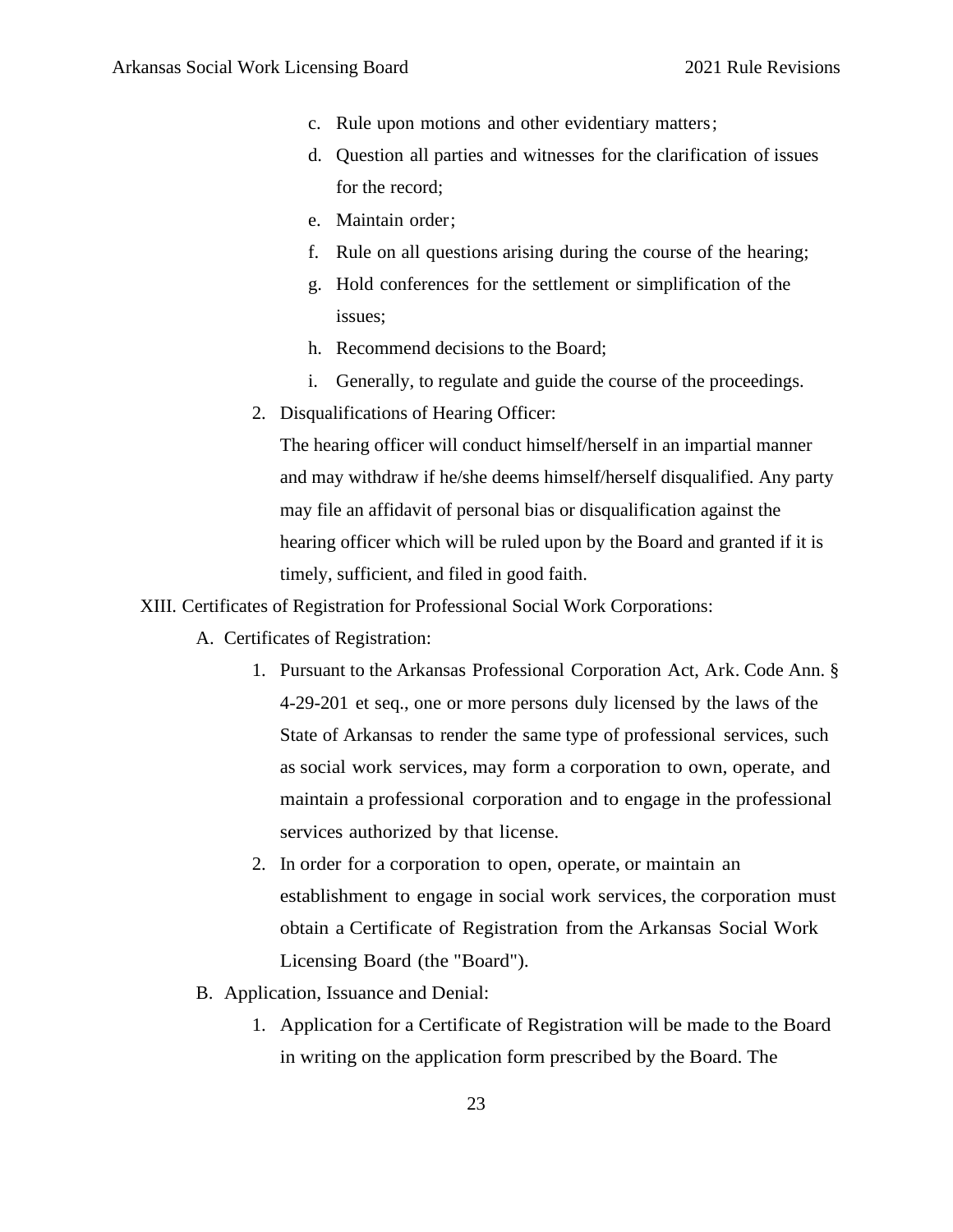c. Rule upon motions and other evidentiary matters;
d. Question all parties and witnesses for the clarification of issues for the record;
e. Maintain order;
f. Rule on all questions arising during the course of the hearing;
g. Hold conferences for the settlement or simplification of the issues;
h. Recommend decisions to the Board;
i. Generally, to regulate and guide the course of the proceedings.

2. Disqualifications of Hearing Officer:
   The hearing officer will conduct himself/herself in an impartial manner and may withdraw if he/she deems himself/herself disqualified. Any party may file an affidavit of personal bias or disqualification against the hearing officer which will be ruled upon by the Board and granted if it is timely, sufficient, and filed in good faith.

XIII. Certificates of Registration for Professional Social Work Corporations:

A. Certificates of Registration:

1. Pursuant to the Arkansas Professional Corporation Act, Ark. Code Ann. § 4-29-201 et seq., one or more persons duly licensed by the laws of the State of Arkansas to render the same type of professional services, such as social work services, may form a corporation to own, operate, and maintain a professional corporation and to engage in the professional services authorized by that license.
2. In order for a corporation to open, operate, or maintain an establishment to engage in social work services, the corporation must obtain a Certificate of Registration from the Arkansas Social Work Licensing Board (the "Board").

B. Application, Issuance and Denial:

1. Application for a Certificate of Registration will be made to the Board in writing on the application form prescribed by the Board. The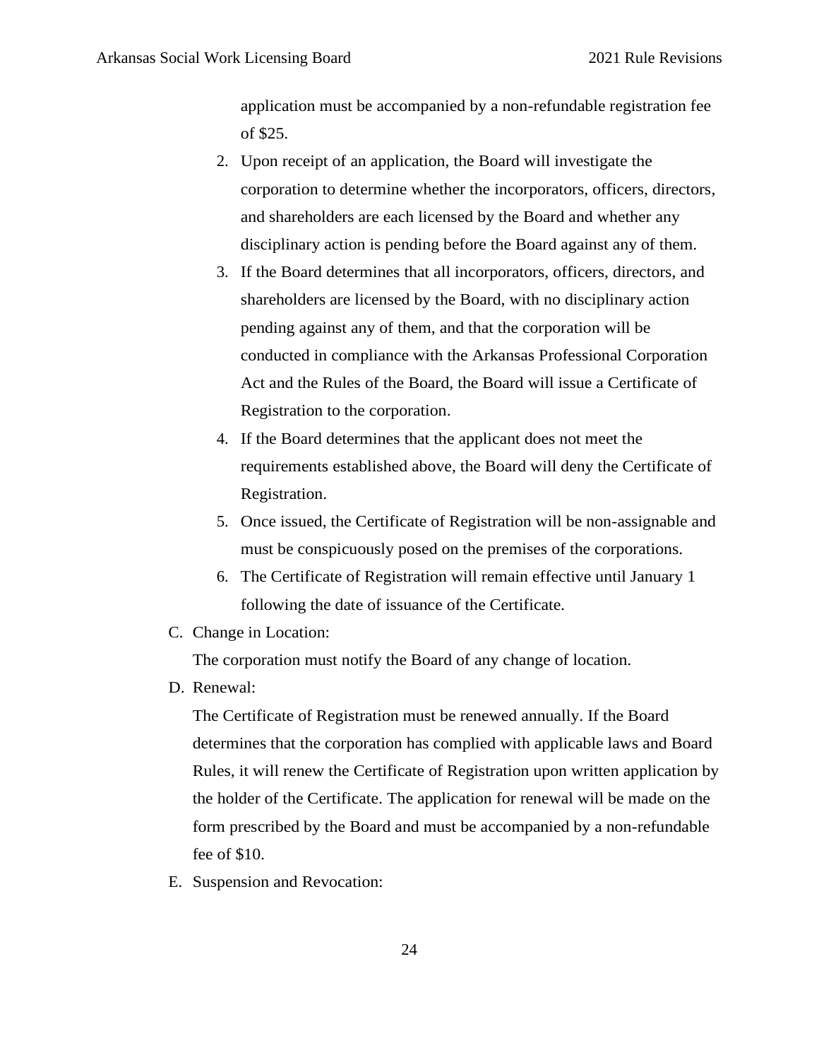application must be accompanied by a non-refundable registration fee of $25.

2. Upon receipt of an application, the Board will investigate the corporation to determine whether the incorporators, officers, directors, and shareholders are each licensed by the Board and whether any disciplinary action is pending before the Board against any of them.
3. If the Board determines that all incorporators, officers, directors, and shareholders are licensed by the Board, with no disciplinary action pending against any of them, and that the corporation will be conducted in compliance with the Arkansas Professional Corporation Act and the Rules of the Board, the Board will issue a Certificate of Registration to the corporation.
4. If the Board determines that the applicant does not meet the requirements established above, the Board will deny the Certificate of Registration.
5. Once issued, the Certificate of Registration will be non-assignable and must be conspicuously posed on the premises of the corporations.
6. The Certificate of Registration will remain effective until January 1 following the date of issuance of the Certificate.

C. Change in Location:

The corporation must notify the Board of any change of location.

D. Renewal:

The Certificate of Registration must be renewed annually. If the Board determines that the corporation has complied with applicable laws and Board Rules, it will renew the Certificate of Registration upon written application by the holder of the Certificate. The application for renewal will be made on the form prescribed by the Board and must be accompanied by a non-refundable fee of $10.

E. Suspension and Revocation: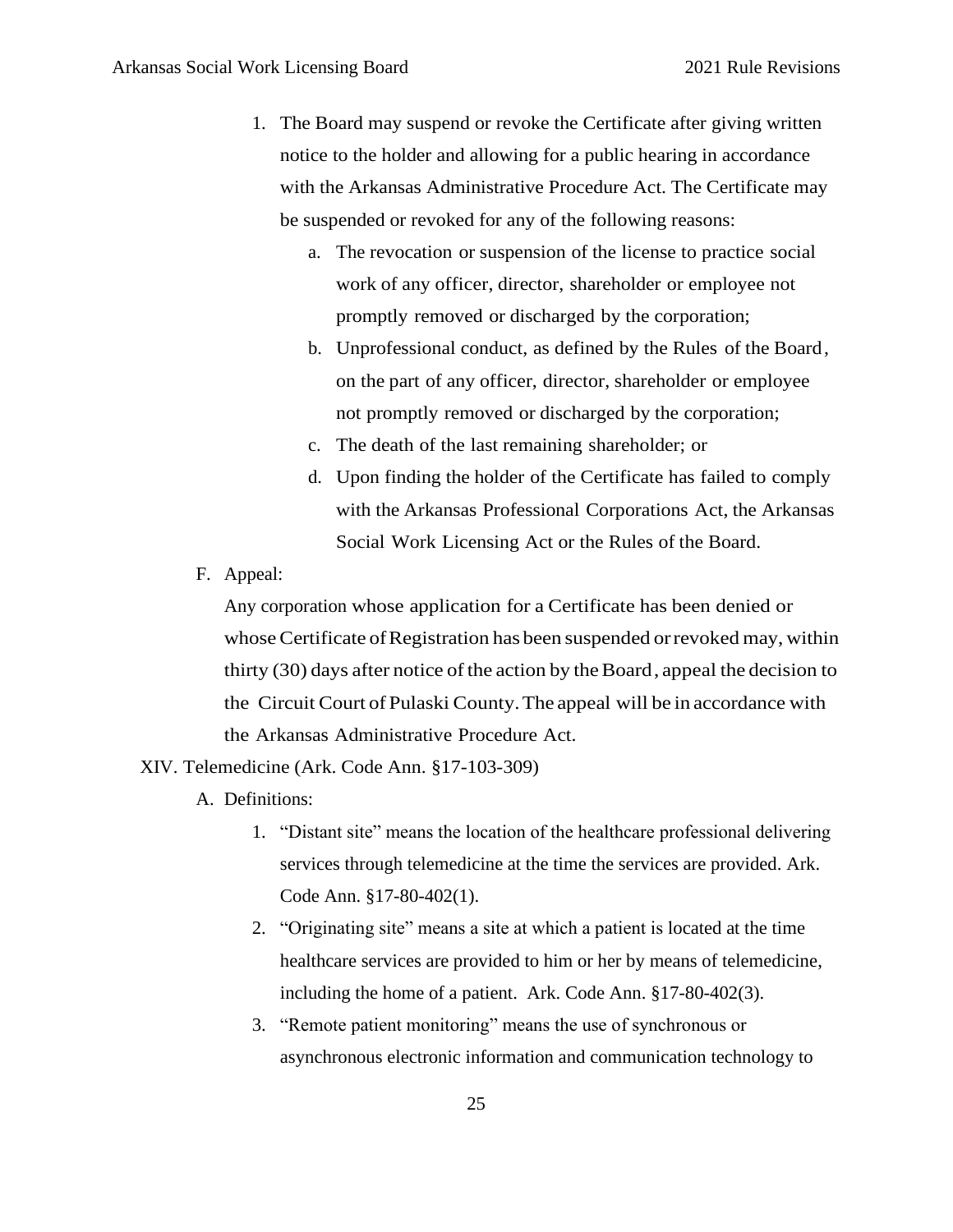1. The Board may suspend or revoke the Certificate after giving written notice to the holder and allowing for a public hearing in accordance with the Arkansas Administrative Procedure Act. The Certificate may be suspended or revoked for any of the following reasons:
   a. The revocation or suspension of the license to practice social work of any officer, director, shareholder or employee not promptly removed or discharged by the corporation;
   b. Unprofessional conduct, as defined by the Rules of the Board, on the part of any officer, director, shareholder or employee not promptly removed or discharged by the corporation;
   c. The death of the last remaining shareholder; or
   d. Upon finding the holder of the Certificate has failed to comply with the Arkansas Professional Corporations Act, the Arkansas Social Work Licensing Act or the Rules of the Board.

F. Appeal:

Any corporation whose application for a Certificate has been denied or whose Certificate of Registration has been suspended or revoked may, within thirty (30) days after notice of the action by the Board, appeal the decision to the Circuit Court of Pulaski County. The appeal will be in accordance with the Arkansas Administrative Procedure Act.

## XIV. Telemedicine (Ark. Code Ann. §17-103-309)

A. Definitions:

1. "Distant site" means the location of the healthcare professional delivering services through telemedicine at the time the services are provided. Ark. Code Ann. §17-80-402(1).
2. "Originating site" means a site at which a patient is located at the time healthcare services are provided to him or her by means of telemedicine, including the home of a patient. Ark. Code Ann. §17-80-402(3).
3. "Remote patient monitoring" means the use of synchronous or asynchronous electronic information and communication technology to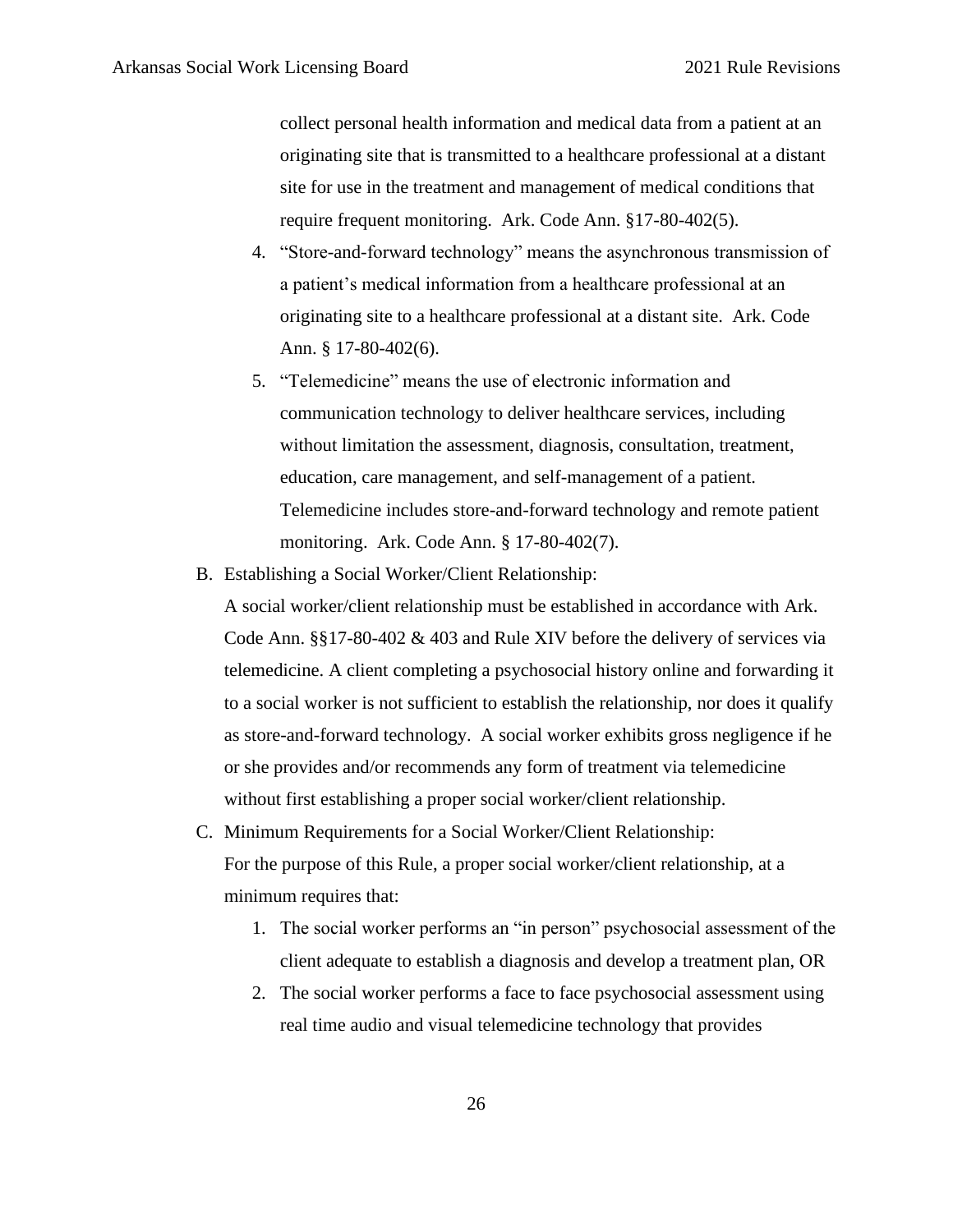collect personal health information and medical data from a patient at an originating site that is transmitted to a healthcare professional at a distant site for use in the treatment and management of medical conditions that require frequent monitoring. Ark. Code Ann. §17-80-402(5).

4. "Store-and-forward technology" means the asynchronous transmission of a patient's medical information from a healthcare professional at an originating site to a healthcare professional at a distant site. Ark. Code Ann. § 17-80-402(6).
5. "Telemedicine" means the use of electronic information and communication technology to deliver healthcare services, including without limitation the assessment, diagnosis, consultation, treatment, education, care management, and self-management of a patient. Telemedicine includes store-and-forward technology and remote patient monitoring. Ark. Code Ann. § 17-80-402(7).

B. Establishing a Social Worker/Client Relationship:

A social worker/client relationship must be established in accordance with Ark. Code Ann. §§17-80-402 & 403 and Rule XIV before the delivery of services via telemedicine. A client completing a psychosocial history online and forwarding it to a social worker is not sufficient to establish the relationship, nor does it qualify as store-and-forward technology. A social worker exhibits gross negligence if he or she provides and/or recommends any form of treatment via telemedicine without first establishing a proper social worker/client relationship.

C. Minimum Requirements for a Social Worker/Client Relationship:

For the purpose of this Rule, a proper social worker/client relationship, at a minimum requires that:

1. The social worker performs an "in person" psychosocial assessment of the client adequate to establish a diagnosis and develop a treatment plan, OR
2. The social worker performs a face to face psychosocial assessment using real time audio and visual telemedicine technology that provides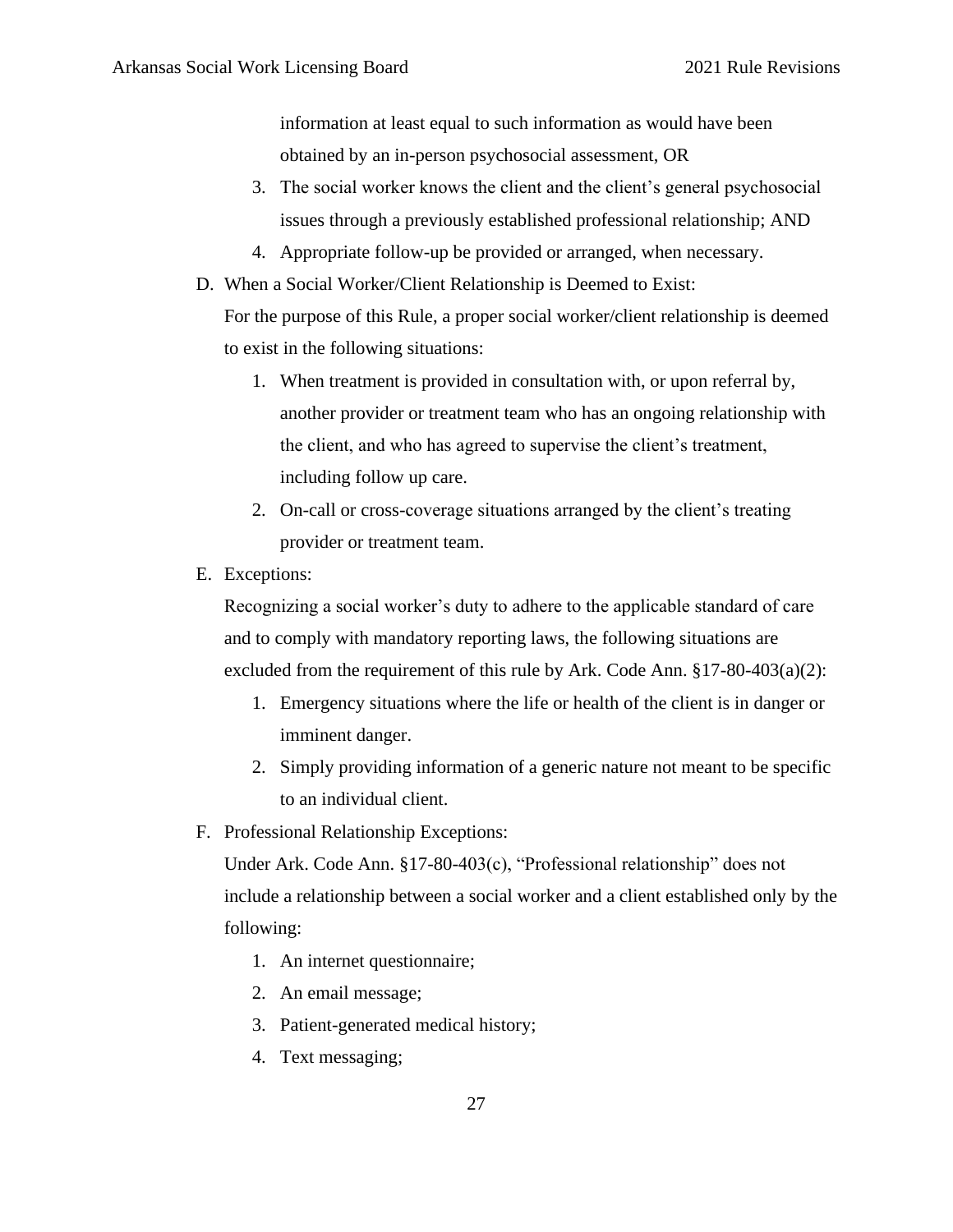information at least equal to such information as would have been obtained by an in-person psychosocial assessment, OR

3. The social worker knows the client and the client's general psychosocial issues through a previously established professional relationship; AND
4. Appropriate follow-up be provided or arranged, when necessary.

D. When a Social Worker/Client Relationship is Deemed to Exist:

For the purpose of this Rule, a proper social worker/client relationship is deemed to exist in the following situations:

1. When treatment is provided in consultation with, or upon referral by, another provider or treatment team who has an ongoing relationship with the client, and who has agreed to supervise the client's treatment, including follow up care.
2. On-call or cross-coverage situations arranged by the client's treating provider or treatment team.

E. Exceptions:

Recognizing a social worker's duty to adhere to the applicable standard of care and to comply with mandatory reporting laws, the following situations are excluded from the requirement of this rule by Ark. Code Ann. §17-80-403(a)(2):

1. Emergency situations where the life or health of the client is in danger or imminent danger.
2. Simply providing information of a generic nature not meant to be specific to an individual client.

F. Professional Relationship Exceptions:

Under Ark. Code Ann. §17-80-403(c), "Professional relationship" does not include a relationship between a social worker and a client established only by the following:

1. An internet questionnaire;
2. An email message;
3. Patient-generated medical history;
4. Text messaging;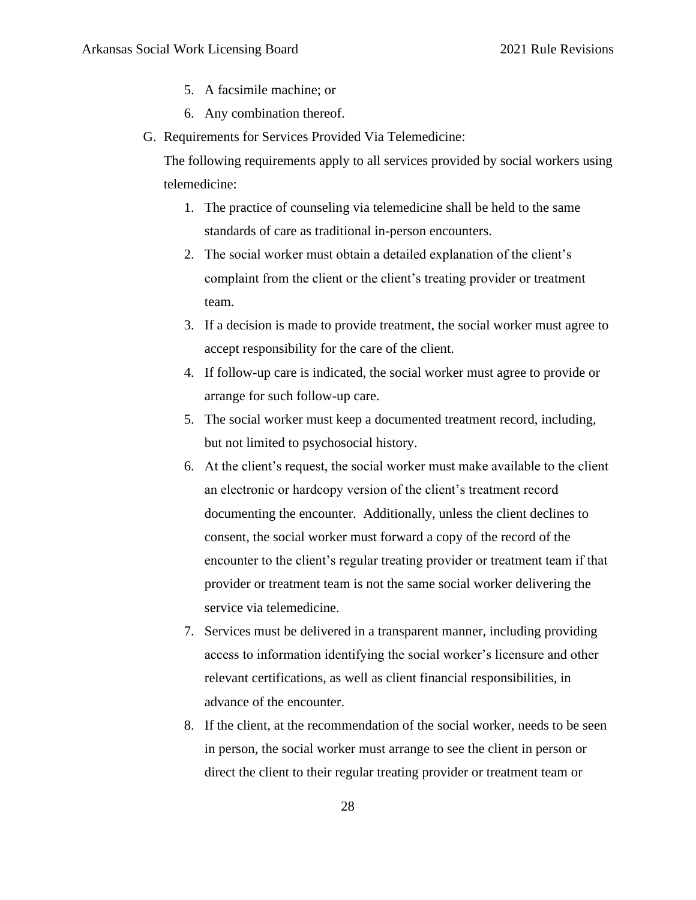5. A facsimile machine; or
6. Any combination thereof.

G. Requirements for Services Provided Via Telemedicine:

   The following requirements apply to all services provided by social workers using telemedicine:

   1. The practice of counseling via telemedicine shall be held to the same standards of care as traditional in-person encounters.
   2. The social worker must obtain a detailed explanation of the client's complaint from the client or the client's treating provider or treatment team.
   3. If a decision is made to provide treatment, the social worker must agree to accept responsibility for the care of the client.
   4. If follow-up care is indicated, the social worker must agree to provide or arrange for such follow-up care.
   5. The social worker must keep a documented treatment record, including, but not limited to psychosocial history.
   6. At the client's request, the social worker must make available to the client an electronic or hardcopy version of the client's treatment record documenting the encounter. Additionally, unless the client declines to consent, the social worker must forward a copy of the record of the encounter to the client's regular treating provider or treatment team if that provider or treatment team is not the same social worker delivering the service via telemedicine.
   7. Services must be delivered in a transparent manner, including providing access to information identifying the social worker's licensure and other relevant certifications, as well as client financial responsibilities, in advance of the encounter.
   8. If the client, at the recommendation of the social worker, needs to be seen in person, the social worker must arrange to see the client in person or direct the client to their regular treating provider or treatment team or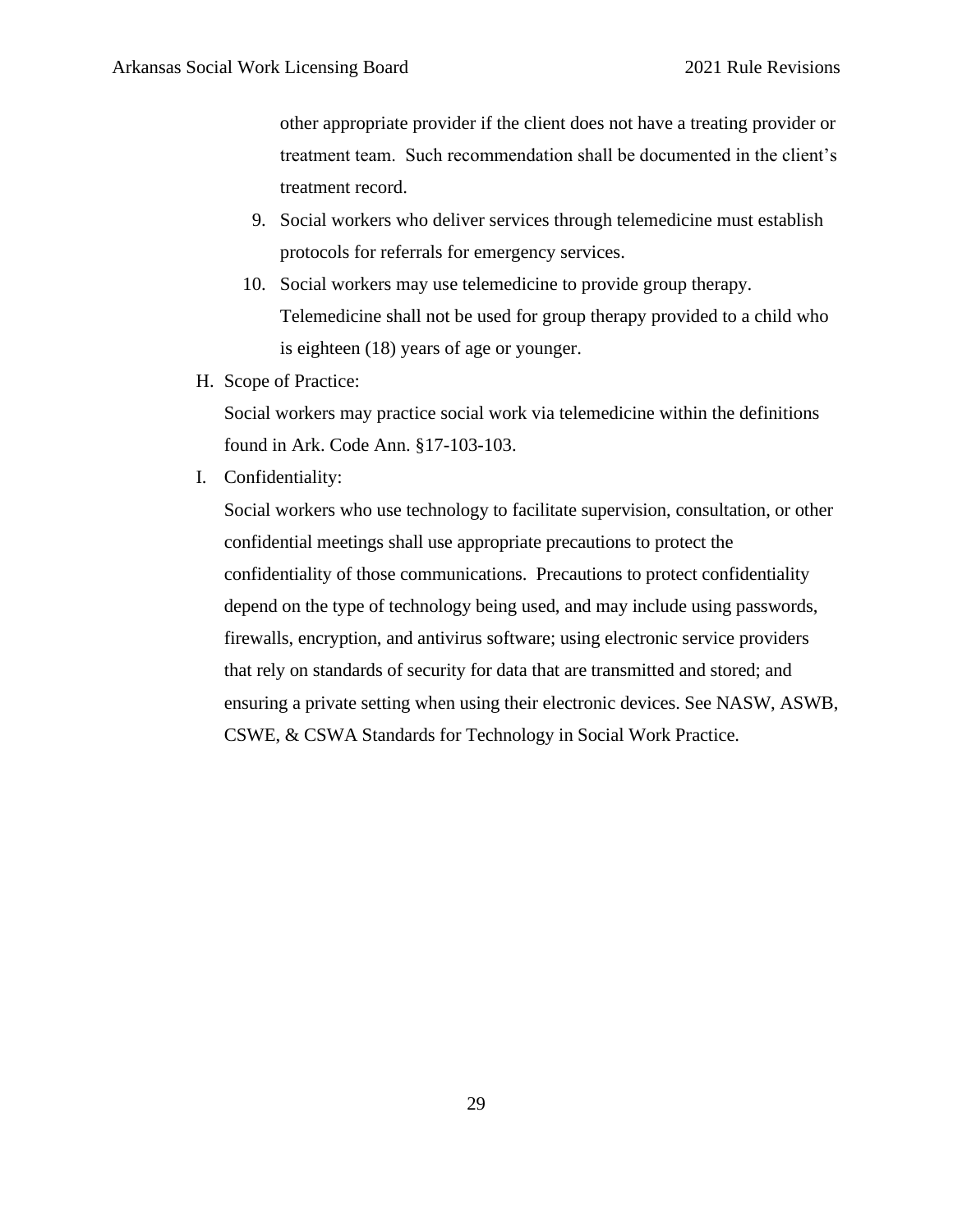other appropriate provider if the client does not have a treating provider or treatment team. Such recommendation shall be documented in the client's treatment record.

9. Social workers who deliver services through telemedicine must establish protocols for referrals for emergency services.
10. Social workers may use telemedicine to provide group therapy. Telemedicine shall not be used for group therapy provided to a child who is eighteen (18) years of age or younger.

H. Scope of Practice:

Social workers may practice social work via telemedicine within the definitions found in Ark. Code Ann. §17-103-103.

I. Confidentiality:

Social workers who use technology to facilitate supervision, consultation, or other confidential meetings shall use appropriate precautions to protect the confidentiality of those communications. Precautions to protect confidentiality depend on the type of technology being used, and may include using passwords, firewalls, encryption, and antivirus software; using electronic service providers that rely on standards of security for data that are transmitted and stored; and ensuring a private setting when using their electronic devices. See NASW, ASWB, CSWE, & CSWA Standards for Technology in Social Work Practice.